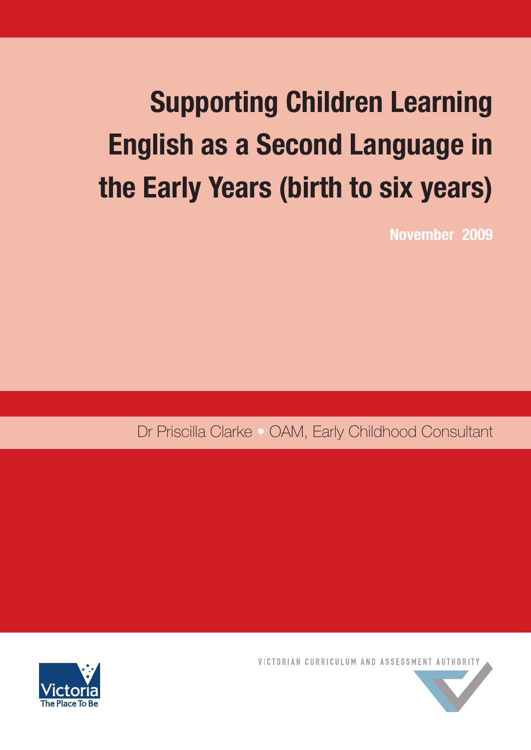# Supporting Children Learning English as a Second Language in the Early Years (birth to six years)

**November 2009**

Dr Priscilla Clarke • OAM, Early Childhood Consultant

Victoria
The Place To Be

VICTORIAN CURRICULUM AND ASSESSMENT AUTHORITY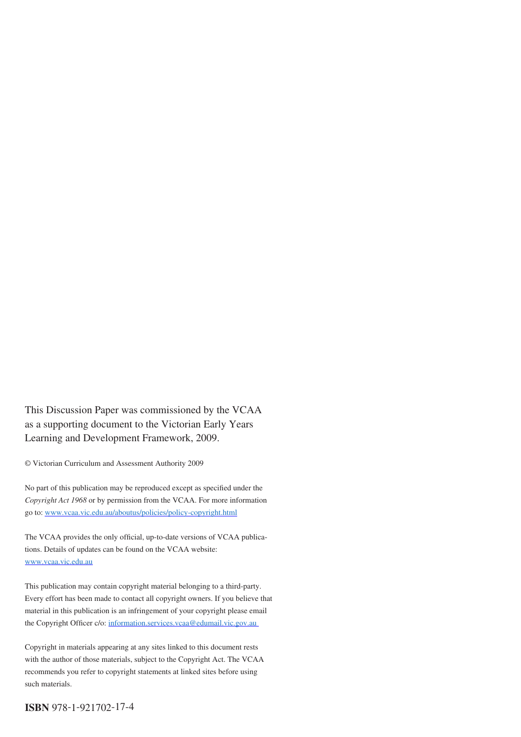This Discussion Paper was commissioned by the VCAA as a supporting document to the Victorian Early Years Learning and Development Framework, 2009.

© Victorian Curriculum and Assessment Authority 2009

No part of this publication may be reproduced except as specified under the *Copyright Act 1968* or by permission from the VCAA. For more information go to: [www.vcaa.vic.edu.au/aboutus/policies/policy-copyright.html](http://www.vcaa.vic.edu.au/aboutus/policies/policy-copyright.html)

The VCAA provides the only official, up-to-date versions of VCAA publications. Details of updates can be found on the VCAA website: [www.vcaa.vic.edu.au](http://www.vcaa.vic.edu.au)

This publication may contain copyright material belonging to a third-party. Every effort has been made to contact all copyright owners. If you believe that material in this publication is an infringement of your copyright please email the Copyright Officer c/o: [information.services.vcaa@edumail.vic.gov.au](mailto:information.services.vcaa@edumail.vic.gov.au)

Copyright in materials appearing at any sites linked to this document rests with the author of those materials, subject to the Copyright Act. The VCAA recommends you refer to copyright statements at linked sites before using such materials.

**ISBN** 978-1-921702-17-4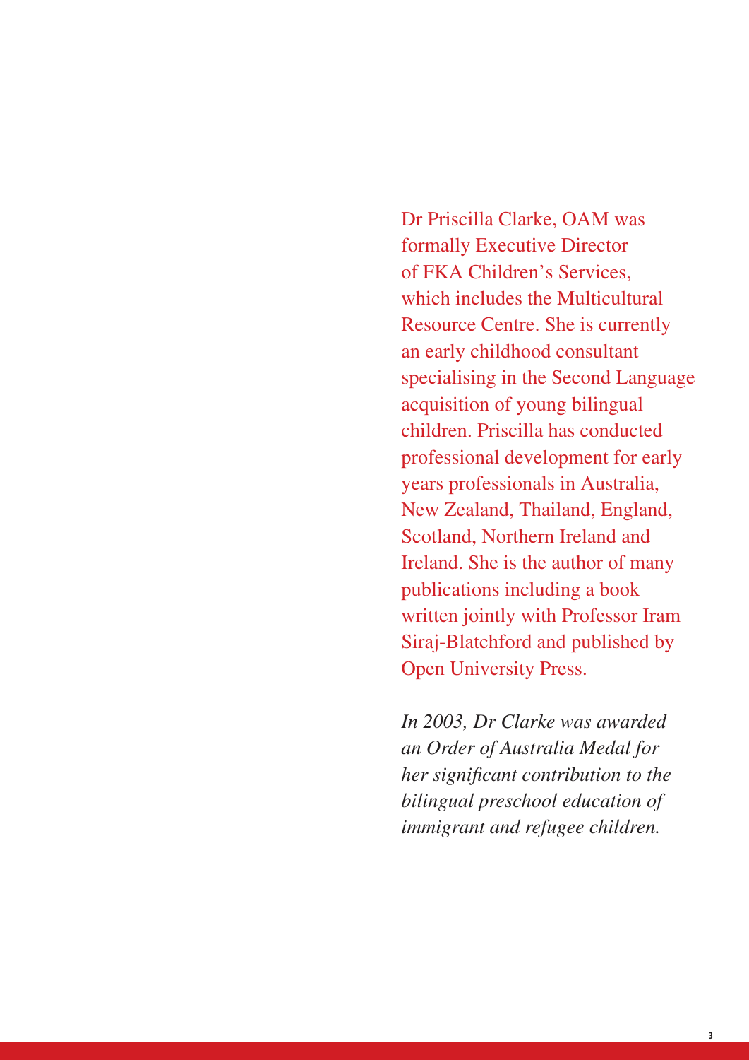Dr Priscilla Clarke, OAM was formally Executive Director of FKA Children's Services, which includes the Multicultural Resource Centre. She is currently an early childhood consultant specialising in the Second Language acquisition of young bilingual children. Priscilla has conducted professional development for early years professionals in Australia, New Zealand, Thailand, England, Scotland, Northern Ireland and Ireland. She is the author of many publications including a book written jointly with Professor Iram Siraj-Blatchford and published by Open University Press.

*In 2003, Dr Clarke was awarded an Order of Australia Medal for her significant contribution to the bilingual preschool education of immigrant and refugee children.*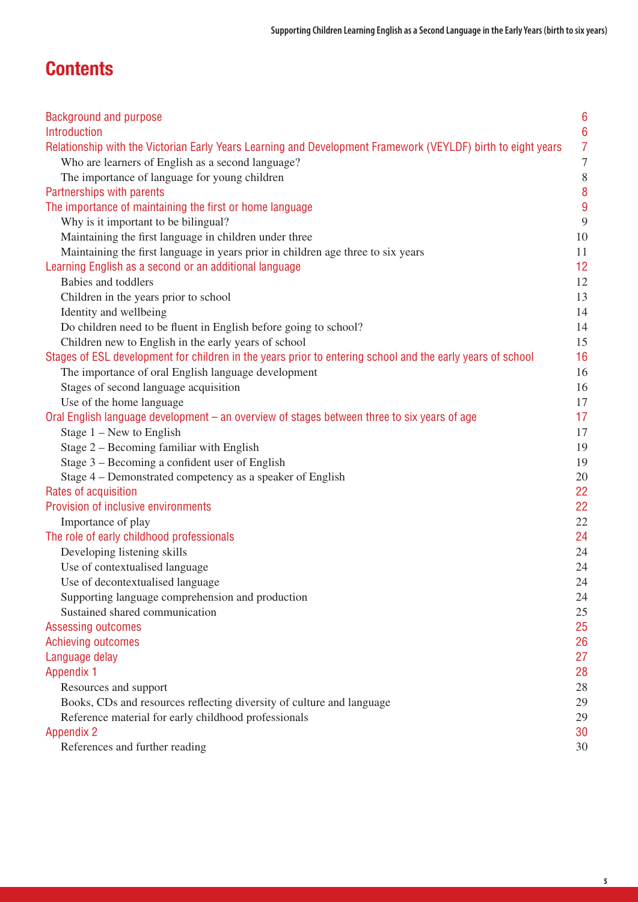# Contents

| | |
|---|---|
| Background and purpose | 6 |
| Introduction | 6 |
| Relationship with the Victorian Early Years Learning and Development Framework (VEYLDF) birth to eight years | 7 |
| Who are learners of English as a second language? | 7 |
| The importance of language for young children | 8 |
| Partnerships with parents | 8 |
| The importance of maintaining the first or home language | 9 |
| Why is it important to be bilingual? | 9 |
| Maintaining the first language in children under three | 10 |
| Maintaining the first language in years prior in children age three to six years | 11 |
| Learning English as a second or an additional language | 12 |
| Babies and toddlers | 12 |
| Children in the years prior to school | 13 |
| Identity and wellbeing | 14 |
| Do children need to be fluent in English before going to school? | 14 |
| Children new to English in the early years of school | 15 |
| Stages of ESL development for children in the years prior to entering school and the early years of school | 16 |
| The importance of oral English language development | 16 |
| Stages of second language acquisition | 16 |
| Use of the home language | 17 |
| Oral English language development – an overview of stages between three to six years of age | 17 |
| Stage 1 – New to English | 17 |
| Stage 2 – Becoming familiar with English | 19 |
| Stage 3 – Becoming a confident user of English | 19 |
| Stage 4 – Demonstrated competency as a speaker of English | 20 |
| Rates of acquisition | 22 |
| Provision of inclusive environments | 22 |
| Importance of play | 22 |
| The role of early childhood professionals | 24 |
| Developing listening skills | 24 |
| Use of contextualised language | 24 |
| Use of decontextualised language | 24 |
| Supporting language comprehension and production | 24 |
| Sustained shared communication | 25 |
| Assessing outcomes | 25 |
| Achieving outcomes | 26 |
| Language delay | 27 |
| Appendix 1 | 28 |
| Resources and support | 28 |
| Books, CDs and resources reflecting diversity of culture and language | 29 |
| Reference material for early childhood professionals | 29 |
| Appendix 2 | 30 |
| References and further reading | 30 |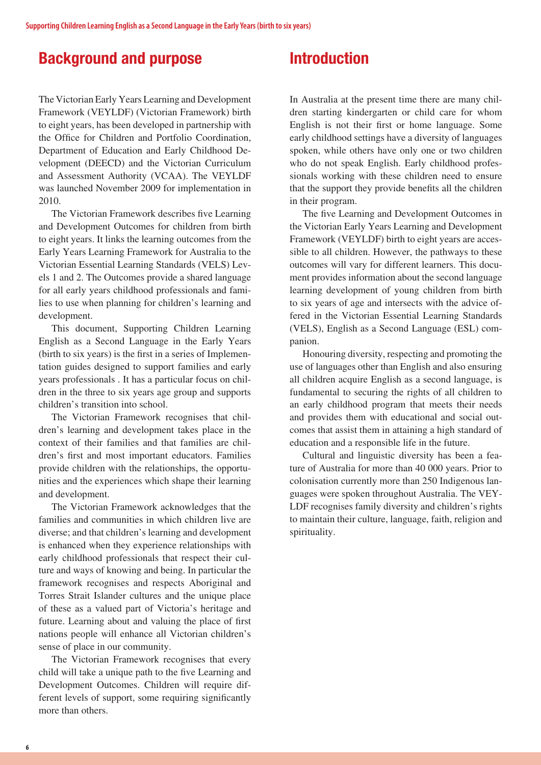## Background and purpose

The Victorian Early Years Learning and Development Framework (VEYLDF) (Victorian Framework) birth to eight years, has been developed in partnership with the Office for Children and Portfolio Coordination, Department of Education and Early Childhood Development (DEECD) and the Victorian Curriculum and Assessment Authority (VCAA). The VEYLDF was launched November 2009 for implementation in 2010.

The Victorian Framework describes five Learning and Development Outcomes for children from birth to eight years. It links the learning outcomes from the Early Years Learning Framework for Australia to the Victorian Essential Learning Standards (VELS) Levels 1 and 2. The Outcomes provide a shared language for all early years childhood professionals and families to use when planning for children's learning and development.

This document, Supporting Children Learning English as a Second Language in the Early Years (birth to six years) is the first in a series of Implementation guides designed to support families and early years professionals . It has a particular focus on children in the three to six years age group and supports children's transition into school.

The Victorian Framework recognises that children's learning and development takes place in the context of their families and that families are children's first and most important educators. Families provide children with the relationships, the opportunities and the experiences which shape their learning and development.

The Victorian Framework acknowledges that the families and communities in which children live are diverse; and that children's learning and development is enhanced when they experience relationships with early childhood professionals that respect their culture and ways of knowing and being. In particular the framework recognises and respects Aboriginal and Torres Strait Islander cultures and the unique place of these as a valued part of Victoria's heritage and future. Learning about and valuing the place of first nations people will enhance all Victorian children's sense of place in our community.

The Victorian Framework recognises that every child will take a unique path to the five Learning and Development Outcomes. Children will require different levels of support, some requiring significantly more than others.

## Introduction

In Australia at the present time there are many children starting kindergarten or child care for whom English is not their first or home language. Some early childhood settings have a diversity of languages spoken, while others have only one or two children who do not speak English. Early childhood professionals working with these children need to ensure that the support they provide benefits all the children in their program.

The five Learning and Development Outcomes in the Victorian Early Years Learning and Development Framework (VEYLDF) birth to eight years are accessible to all children. However, the pathways to these outcomes will vary for different learners. This document provides information about the second language learning development of young children from birth to six years of age and intersects with the advice offered in the Victorian Essential Learning Standards (VELS), English as a Second Language (ESL) companion.

Honouring diversity, respecting and promoting the use of languages other than English and also ensuring all children acquire English as a second language, is fundamental to securing the rights of all children to an early childhood program that meets their needs and provides them with educational and social outcomes that assist them in attaining a high standard of education and a responsible life in the future.

Cultural and linguistic diversity has been a feature of Australia for more than 40 000 years. Prior to colonisation currently more than 250 Indigenous languages were spoken throughout Australia. The VEYLDF recognises family diversity and children's rights to maintain their culture, language, faith, religion and spirituality.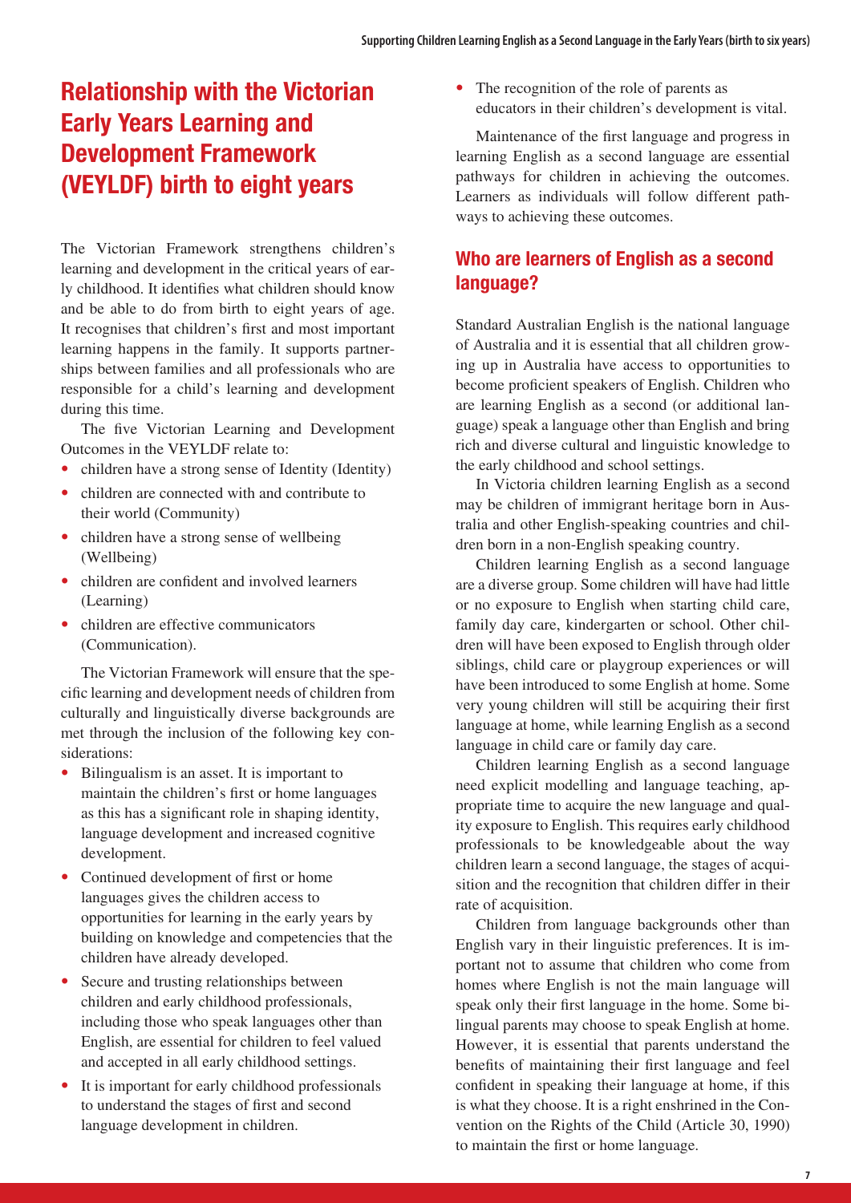## Relationship with the Victorian Early Years Learning and Development Framework (VEYLDF) birth to eight years

The Victorian Framework strengthens children's learning and development in the critical years of early childhood. It identifies what children should know and be able to do from birth to eight years of age. It recognises that children's first and most important learning happens in the family. It supports partnerships between families and all professionals who are responsible for a child's learning and development during this time.

The five Victorian Learning and Development Outcomes in the VEYLDF relate to:

- children have a strong sense of Identity (Identity)
- children are connected with and contribute to their world (Community)
- children have a strong sense of wellbeing (Wellbeing)
- children are confident and involved learners (Learning)
- children are effective communicators (Communication).

The Victorian Framework will ensure that the specific learning and development needs of children from culturally and linguistically diverse backgrounds are met through the inclusion of the following key considerations:

- Bilingualism is an asset. It is important to maintain the children's first or home languages as this has a significant role in shaping identity, language development and increased cognitive development.
- Continued development of first or home languages gives the children access to opportunities for learning in the early years by building on knowledge and competencies that the children have already developed.
- Secure and trusting relationships between children and early childhood professionals, including those who speak languages other than English, are essential for children to feel valued and accepted in all early childhood settings.
- It is important for early childhood professionals to understand the stages of first and second language development in children.
- The recognition of the role of parents as educators in their children's development is vital.

Maintenance of the first language and progress in learning English as a second language are essential pathways for children in achieving the outcomes. Learners as individuals will follow different pathways to achieving these outcomes.

### Who are learners of English as a second language?

Standard Australian English is the national language of Australia and it is essential that all children growing up in Australia have access to opportunities to become proficient speakers of English. Children who are learning English as a second (or additional language) speak a language other than English and bring rich and diverse cultural and linguistic knowledge to the early childhood and school settings.

In Victoria children learning English as a second may be children of immigrant heritage born in Australia and other English-speaking countries and children born in a non-English speaking country.

Children learning English as a second language are a diverse group. Some children will have had little or no exposure to English when starting child care, family day care, kindergarten or school. Other children will have been exposed to English through older siblings, child care or playgroup experiences or will have been introduced to some English at home. Some very young children will still be acquiring their first language at home, while learning English as a second language in child care or family day care.

Children learning English as a second language need explicit modelling and language teaching, appropriate time to acquire the new language and quality exposure to English. This requires early childhood professionals to be knowledgeable about the way children learn a second language, the stages of acquisition and the recognition that children differ in their rate of acquisition.

Children from language backgrounds other than English vary in their linguistic preferences. It is important not to assume that children who come from homes where English is not the main language will speak only their first language in the home. Some bilingual parents may choose to speak English at home. However, it is essential that parents understand the benefits of maintaining their first language and feel confident in speaking their language at home, if this is what they choose. It is a right enshrined in the Convention on the Rights of the Child (Article 30, 1990) to maintain the first or home language.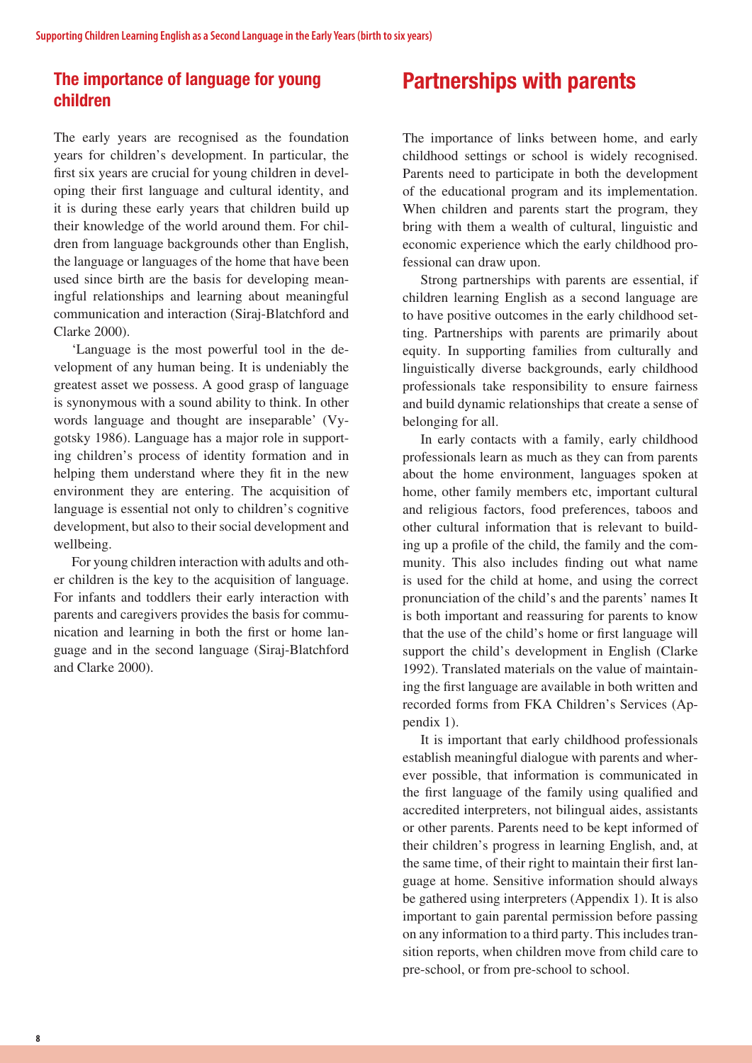## The importance of language for young children

The early years are recognised as the foundation years for children's development. In particular, the first six years are crucial for young children in developing their first language and cultural identity, and it is during these early years that children build up their knowledge of the world around them. For children from language backgrounds other than English, the language or languages of the home that have been used since birth are the basis for developing meaningful relationships and learning about meaningful communication and interaction (Siraj-Blatchford and Clarke 2000).

'Language is the most powerful tool in the development of any human being. It is undeniably the greatest asset we possess. A good grasp of language is synonymous with a sound ability to think. In other words language and thought are inseparable' (Vygotsky 1986). Language has a major role in supporting children's process of identity formation and in helping them understand where they fit in the new environment they are entering. The acquisition of language is essential not only to children's cognitive development, but also to their social development and wellbeing.

For young children interaction with adults and other children is the key to the acquisition of language. For infants and toddlers their early interaction with parents and caregivers provides the basis for communication and learning in both the first or home language and in the second language (Siraj-Blatchford and Clarke 2000).

# Partnerships with parents

The importance of links between home, and early childhood settings or school is widely recognised. Parents need to participate in both the development of the educational program and its implementation. When children and parents start the program, they bring with them a wealth of cultural, linguistic and economic experience which the early childhood professional can draw upon.

Strong partnerships with parents are essential, if children learning English as a second language are to have positive outcomes in the early childhood setting. Partnerships with parents are primarily about equity. In supporting families from culturally and linguistically diverse backgrounds, early childhood professionals take responsibility to ensure fairness and build dynamic relationships that create a sense of belonging for all.

In early contacts with a family, early childhood professionals learn as much as they can from parents about the home environment, languages spoken at home, other family members etc, important cultural and religious factors, food preferences, taboos and other cultural information that is relevant to building up a profile of the child, the family and the community. This also includes finding out what name is used for the child at home, and using the correct pronunciation of the child's and the parents' names It is both important and reassuring for parents to know that the use of the child's home or first language will support the child's development in English (Clarke 1992). Translated materials on the value of maintaining the first language are available in both written and recorded forms from FKA Children's Services (Appendix 1).

It is important that early childhood professionals establish meaningful dialogue with parents and wherever possible, that information is communicated in the first language of the family using qualified and accredited interpreters, not bilingual aides, assistants or other parents. Parents need to be kept informed of their children's progress in learning English, and, at the same time, of their right to maintain their first language at home. Sensitive information should always be gathered using interpreters (Appendix 1). It is also important to gain parental permission before passing on any information to a third party. This includes transition reports, when children move from child care to pre-school, or from pre-school to school.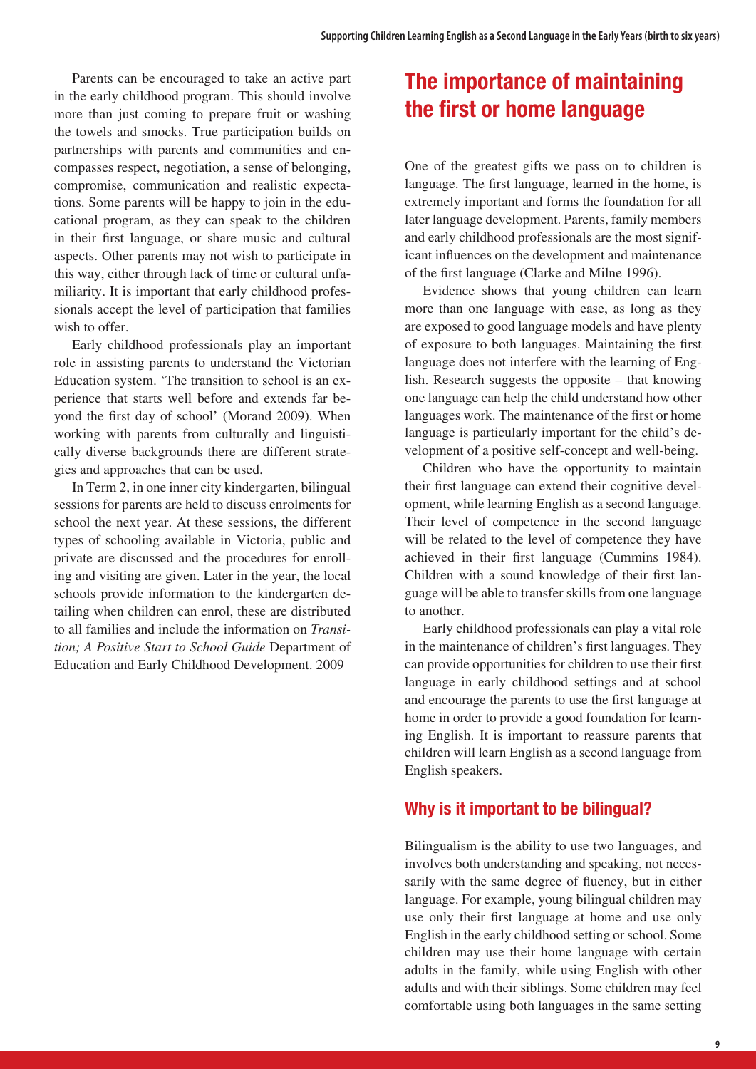Parents can be encouraged to take an active part in the early childhood program. This should involve more than just coming to prepare fruit or washing the towels and smocks. True participation builds on partnerships with parents and communities and encompasses respect, negotiation, a sense of belonging, compromise, communication and realistic expectations. Some parents will be happy to join in the educational program, as they can speak to the children in their first language, or share music and cultural aspects. Other parents may not wish to participate in this way, either through lack of time or cultural unfamiliarity. It is important that early childhood professionals accept the level of participation that families wish to offer.

Early childhood professionals play an important role in assisting parents to understand the Victorian Education system. 'The transition to school is an experience that starts well before and extends far beyond the first day of school' (Morand 2009). When working with parents from culturally and linguistically diverse backgrounds there are different strategies and approaches that can be used.

In Term 2, in one inner city kindergarten, bilingual sessions for parents are held to discuss enrolments for school the next year. At these sessions, the different types of schooling available in Victoria, public and private are discussed and the procedures for enrolling and visiting are given. Later in the year, the local schools provide information to the kindergarten detailing when children can enrol, these are distributed to all families and include the information on *Transition; A Positive Start to School Guide* Department of Education and Early Childhood Development. 2009

## The importance of maintaining the first or home language

One of the greatest gifts we pass on to children is language. The first language, learned in the home, is extremely important and forms the foundation for all later language development. Parents, family members and early childhood professionals are the most significant influences on the development and maintenance of the first language (Clarke and Milne 1996).

Evidence shows that young children can learn more than one language with ease, as long as they are exposed to good language models and have plenty of exposure to both languages. Maintaining the first language does not interfere with the learning of English. Research suggests the opposite – that knowing one language can help the child understand how other languages work. The maintenance of the first or home language is particularly important for the child's development of a positive self-concept and well-being.

Children who have the opportunity to maintain their first language can extend their cognitive development, while learning English as a second language. Their level of competence in the second language will be related to the level of competence they have achieved in their first language (Cummins 1984). Children with a sound knowledge of their first language will be able to transfer skills from one language to another.

Early childhood professionals can play a vital role in the maintenance of children's first languages. They can provide opportunities for children to use their first language in early childhood settings and at school and encourage the parents to use the first language at home in order to provide a good foundation for learning English. It is important to reassure parents that children will learn English as a second language from English speakers.

### Why is it important to be bilingual?

Bilingualism is the ability to use two languages, and involves both understanding and speaking, not necessarily with the same degree of fluency, but in either language. For example, young bilingual children may use only their first language at home and use only English in the early childhood setting or school. Some children may use their home language with certain adults in the family, while using English with other adults and with their siblings. Some children may feel comfortable using both languages in the same setting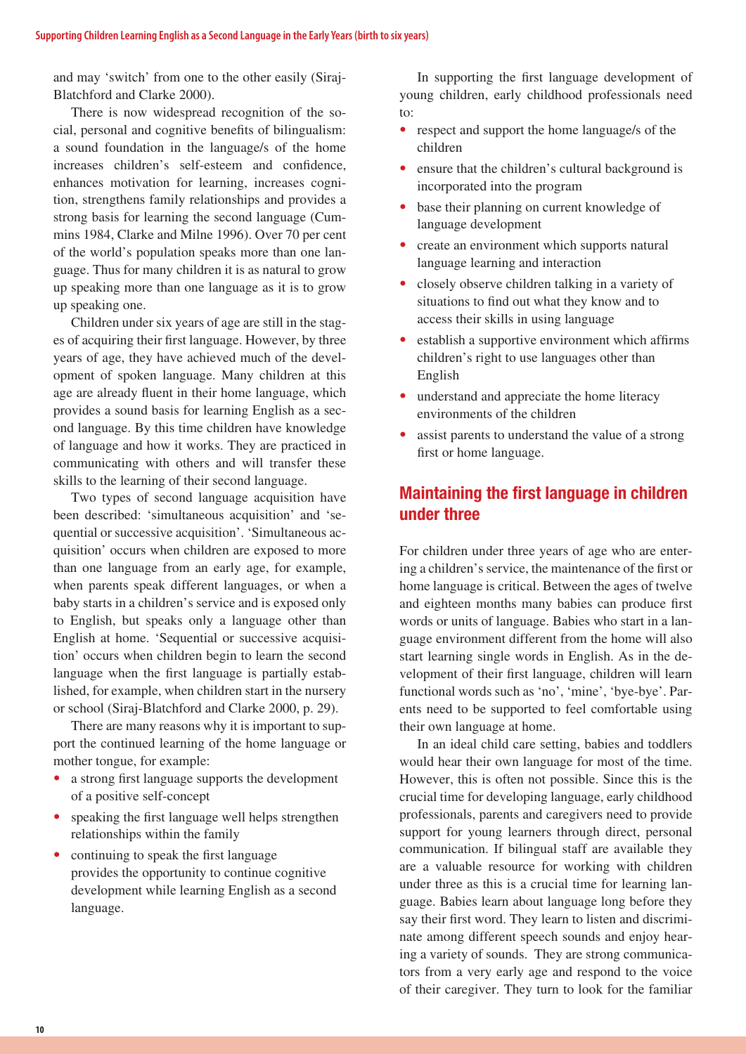and may 'switch' from one to the other easily (Siraj-Blatchford and Clarke 2000).

There is now widespread recognition of the social, personal and cognitive benefits of bilingualism: a sound foundation in the language/s of the home increases children's self-esteem and confidence, enhances motivation for learning, increases cognition, strengthens family relationships and provides a strong basis for learning the second language (Cummins 1984, Clarke and Milne 1996). Over 70 per cent of the world's population speaks more than one language. Thus for many children it is as natural to grow up speaking more than one language as it is to grow up speaking one.

Children under six years of age are still in the stages of acquiring their first language. However, by three years of age, they have achieved much of the development of spoken language. Many children at this age are already fluent in their home language, which provides a sound basis for learning English as a second language. By this time children have knowledge of language and how it works. They are practiced in communicating with others and will transfer these skills to the learning of their second language.

Two types of second language acquisition have been described: 'simultaneous acquisition' and 'sequential or successive acquisition'. 'Simultaneous acquisition' occurs when children are exposed to more than one language from an early age, for example, when parents speak different languages, or when a baby starts in a children's service and is exposed only to English, but speaks only a language other than English at home. 'Sequential or successive acquisition' occurs when children begin to learn the second language when the first language is partially established, for example, when children start in the nursery or school (Siraj-Blatchford and Clarke 2000, p. 29).

There are many reasons why it is important to support the continued learning of the home language or mother tongue, for example:

- a strong first language supports the development of a positive self-concept
- speaking the first language well helps strengthen relationships within the family
- continuing to speak the first language provides the opportunity to continue cognitive development while learning English as a second language.

In supporting the first language development of young children, early childhood professionals need to:

- respect and support the home language/s of the children
- ensure that the children's cultural background is incorporated into the program
- base their planning on current knowledge of language development
- create an environment which supports natural language learning and interaction
- closely observe children talking in a variety of situations to find out what they know and to access their skills in using language
- establish a supportive environment which affirms children's right to use languages other than English
- understand and appreciate the home literacy environments of the children
- assist parents to understand the value of a strong first or home language.

## Maintaining the first language in children under three

For children under three years of age who are entering a children's service, the maintenance of the first or home language is critical. Between the ages of twelve and eighteen months many babies can produce first words or units of language. Babies who start in a language environment different from the home will also start learning single words in English. As in the development of their first language, children will learn functional words such as 'no', 'mine', 'bye-bye'. Parents need to be supported to feel comfortable using their own language at home.

In an ideal child care setting, babies and toddlers would hear their own language for most of the time. However, this is often not possible. Since this is the crucial time for developing language, early childhood professionals, parents and caregivers need to provide support for young learners through direct, personal communication. If bilingual staff are available they are a valuable resource for working with children under three as this is a crucial time for learning language. Babies learn about language long before they say their first word. They learn to listen and discriminate among different speech sounds and enjoy hearing a variety of sounds. They are strong communicators from a very early age and respond to the voice of their caregiver. They turn to look for the familiar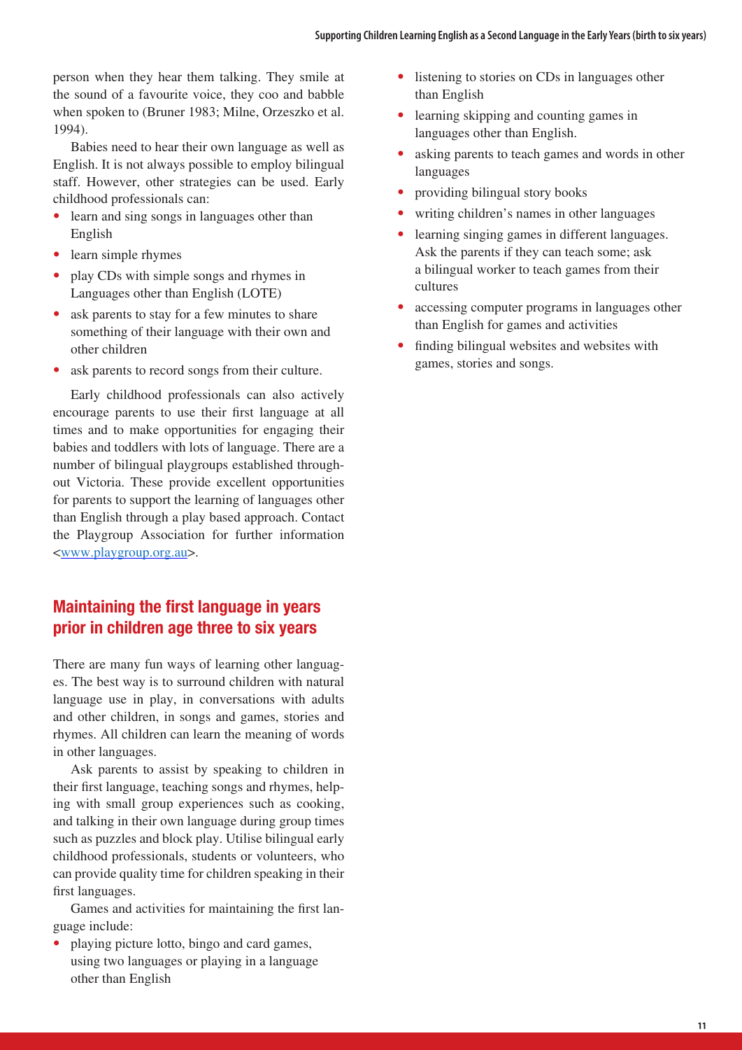person when they hear them talking. They smile at the sound of a favourite voice, they coo and babble when spoken to (Bruner 1983; Milne, Orzeszko et al. 1994).

Babies need to hear their own language as well as English. It is not always possible to employ bilingual staff. However, other strategies can be used. Early childhood professionals can:

- learn and sing songs in languages other than English
- learn simple rhymes
- play CDs with simple songs and rhymes in Languages other than English (LOTE)
- ask parents to stay for a few minutes to share something of their language with their own and other children
- ask parents to record songs from their culture.

Early childhood professionals can also actively encourage parents to use their first language at all times and to make opportunities for engaging their babies and toddlers with lots of language. There are a number of bilingual playgroups established throughout Victoria. These provide excellent opportunities for parents to support the learning of languages other than English through a play based approach. Contact the Playgroup Association for further information <www.playgroup.org.au>.

## Maintaining the first language in years prior in children age three to six years

There are many fun ways of learning other languages. The best way is to surround children with natural language use in play, in conversations with adults and other children, in songs and games, stories and rhymes. All children can learn the meaning of words in other languages.

Ask parents to assist by speaking to children in their first language, teaching songs and rhymes, helping with small group experiences such as cooking, and talking in their own language during group times such as puzzles and block play. Utilise bilingual early childhood professionals, students or volunteers, who can provide quality time for children speaking in their first languages.

Games and activities for maintaining the first language include:

- playing picture lotto, bingo and card games, using two languages or playing in a language other than English
- listening to stories on CDs in languages other than English
- learning skipping and counting games in languages other than English.
- asking parents to teach games and words in other languages
- providing bilingual story books
- writing children's names in other languages
- learning singing games in different languages. Ask the parents if they can teach some; ask a bilingual worker to teach games from their cultures
- accessing computer programs in languages other than English for games and activities
- finding bilingual websites and websites with games, stories and songs.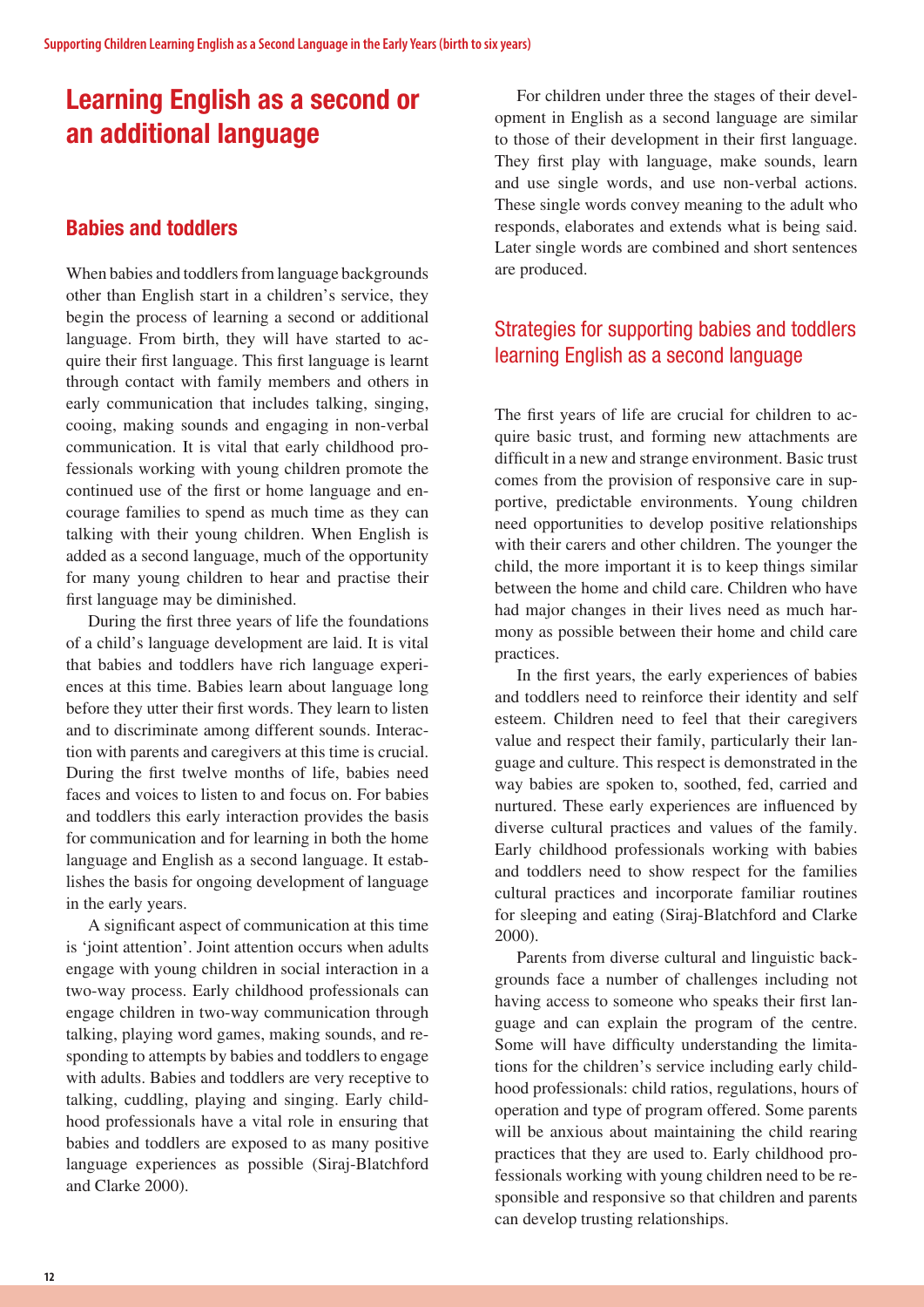# Learning English as a second or an additional language

## Babies and toddlers

When babies and toddlers from language backgrounds other than English start in a children's service, they begin the process of learning a second or additional language. From birth, they will have started to acquire their first language. This first language is learnt through contact with family members and others in early communication that includes talking, singing, cooing, making sounds and engaging in non-verbal communication. It is vital that early childhood professionals working with young children promote the continued use of the first or home language and encourage families to spend as much time as they can talking with their young children. When English is added as a second language, much of the opportunity for many young children to hear and practise their first language may be diminished.

During the first three years of life the foundations of a child's language development are laid. It is vital that babies and toddlers have rich language experiences at this time. Babies learn about language long before they utter their first words. They learn to listen and to discriminate among different sounds. Interaction with parents and caregivers at this time is crucial. During the first twelve months of life, babies need faces and voices to listen to and focus on. For babies and toddlers this early interaction provides the basis for communication and for learning in both the home language and English as a second language. It establishes the basis for ongoing development of language in the early years.

A significant aspect of communication at this time is 'joint attention'. Joint attention occurs when adults engage with young children in social interaction in a two-way process. Early childhood professionals can engage children in two-way communication through talking, playing word games, making sounds, and responding to attempts by babies and toddlers to engage with adults. Babies and toddlers are very receptive to talking, cuddling, playing and singing. Early childhood professionals have a vital role in ensuring that babies and toddlers are exposed to as many positive language experiences as possible (Siraj-Blatchford and Clarke 2000).

For children under three the stages of their development in English as a second language are similar to those of their development in their first language. They first play with language, make sounds, learn and use single words, and use non-verbal actions. These single words convey meaning to the adult who responds, elaborates and extends what is being said. Later single words are combined and short sentences are produced.

### Strategies for supporting babies and toddlers learning English as a second language

The first years of life are crucial for children to acquire basic trust, and forming new attachments are difficult in a new and strange environment. Basic trust comes from the provision of responsive care in supportive, predictable environments. Young children need opportunities to develop positive relationships with their carers and other children. The younger the child, the more important it is to keep things similar between the home and child care. Children who have had major changes in their lives need as much harmony as possible between their home and child care practices.

In the first years, the early experiences of babies and toddlers need to reinforce their identity and self esteem. Children need to feel that their caregivers value and respect their family, particularly their language and culture. This respect is demonstrated in the way babies are spoken to, soothed, fed, carried and nurtured. These early experiences are influenced by diverse cultural practices and values of the family. Early childhood professionals working with babies and toddlers need to show respect for the families cultural practices and incorporate familiar routines for sleeping and eating (Siraj-Blatchford and Clarke 2000).

Parents from diverse cultural and linguistic backgrounds face a number of challenges including not having access to someone who speaks their first language and can explain the program of the centre. Some will have difficulty understanding the limitations for the children's service including early childhood professionals: child ratios, regulations, hours of operation and type of program offered. Some parents will be anxious about maintaining the child rearing practices that they are used to. Early childhood professionals working with young children need to be responsible and responsive so that children and parents can develop trusting relationships.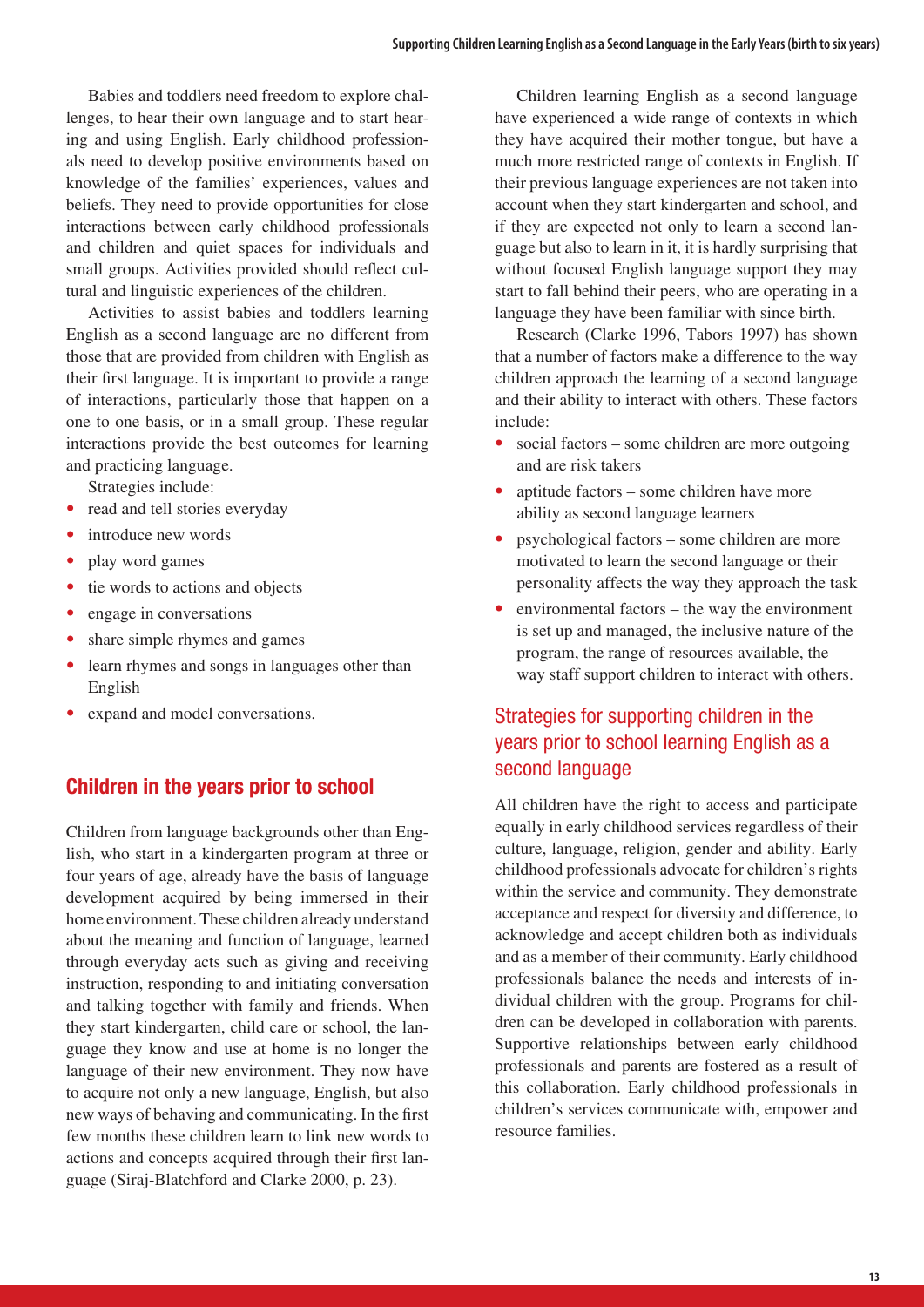Babies and toddlers need freedom to explore challenges, to hear their own language and to start hearing and using English. Early childhood professionals need to develop positive environments based on knowledge of the families' experiences, values and beliefs. They need to provide opportunities for close interactions between early childhood professionals and children and quiet spaces for individuals and small groups. Activities provided should reflect cultural and linguistic experiences of the children.

Activities to assist babies and toddlers learning English as a second language are no different from those that are provided from children with English as their first language. It is important to provide a range of interactions, particularly those that happen on a one to one basis, or in a small group. These regular interactions provide the best outcomes for learning and practicing language.

Strategies include:

- read and tell stories everyday
- introduce new words
- play word games
- tie words to actions and objects
- engage in conversations
- share simple rhymes and games
- learn rhymes and songs in languages other than English
- expand and model conversations.

## Children in the years prior to school

Children from language backgrounds other than English, who start in a kindergarten program at three or four years of age, already have the basis of language development acquired by being immersed in their home environment. These children already understand about the meaning and function of language, learned through everyday acts such as giving and receiving instruction, responding to and initiating conversation and talking together with family and friends. When they start kindergarten, child care or school, the language they know and use at home is no longer the language of their new environment. They now have to acquire not only a new language, English, but also new ways of behaving and communicating. In the first few months these children learn to link new words to actions and concepts acquired through their first language (Siraj-Blatchford and Clarke 2000, p. 23).

Children learning English as a second language have experienced a wide range of contexts in which they have acquired their mother tongue, but have a much more restricted range of contexts in English. If their previous language experiences are not taken into account when they start kindergarten and school, and if they are expected not only to learn a second language but also to learn in it, it is hardly surprising that without focused English language support they may start to fall behind their peers, who are operating in a language they have been familiar with since birth.

Research (Clarke 1996, Tabors 1997) has shown that a number of factors make a difference to the way children approach the learning of a second language and their ability to interact with others. These factors include:

- social factors – some children are more outgoing and are risk takers
- aptitude factors – some children have more ability as second language learners
- psychological factors – some children are more motivated to learn the second language or their personality affects the way they approach the task
- environmental factors – the way the environment is set up and managed, the inclusive nature of the program, the range of resources available, the way staff support children to interact with others.

### Strategies for supporting children in the years prior to school learning English as a second language

All children have the right to access and participate equally in early childhood services regardless of their culture, language, religion, gender and ability. Early childhood professionals advocate for children's rights within the service and community. They demonstrate acceptance and respect for diversity and difference, to acknowledge and accept children both as individuals and as a member of their community. Early childhood professionals balance the needs and interests of individual children with the group. Programs for children can be developed in collaboration with parents. Supportive relationships between early childhood professionals and parents are fostered as a result of this collaboration. Early childhood professionals in children's services communicate with, empower and resource families.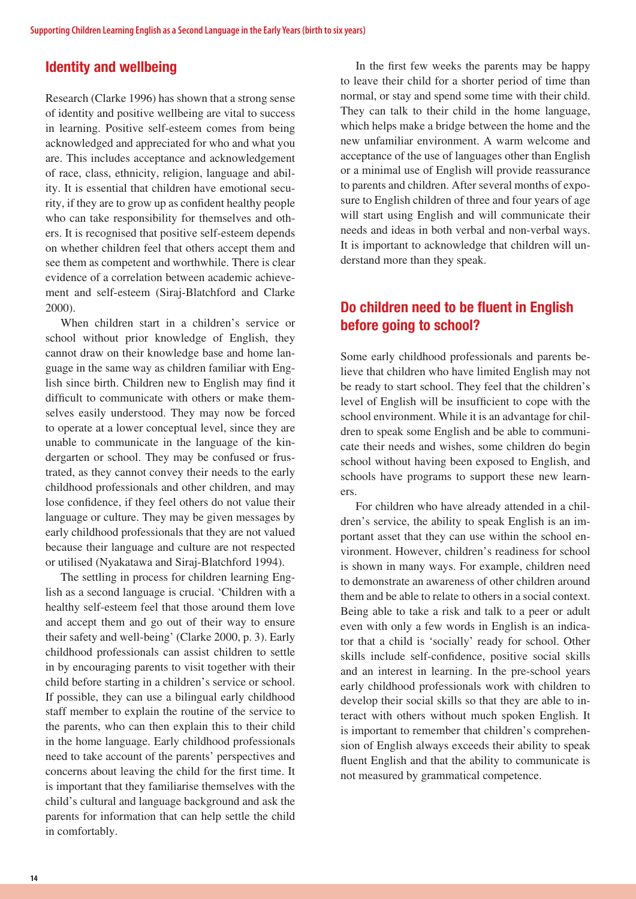## Identity and wellbeing

Research (Clarke 1996) has shown that a strong sense of identity and positive wellbeing are vital to success in learning. Positive self-esteem comes from being acknowledged and appreciated for who and what you are. This includes acceptance and acknowledgement of race, class, ethnicity, religion, language and ability. It is essential that children have emotional security, if they are to grow up as confident healthy people who can take responsibility for themselves and others. It is recognised that positive self-esteem depends on whether children feel that others accept them and see them as competent and worthwhile. There is clear evidence of a correlation between academic achievement and self-esteem (Siraj-Blatchford and Clarke 2000).

When children start in a children's service or school without prior knowledge of English, they cannot draw on their knowledge base and home language in the same way as children familiar with English since birth. Children new to English may find it difficult to communicate with others or make themselves easily understood. They may now be forced to operate at a lower conceptual level, since they are unable to communicate in the language of the kindergarten or school. They may be confused or frustrated, as they cannot convey their needs to the early childhood professionals and other children, and may lose confidence, if they feel others do not value their language or culture. They may be given messages by early childhood professionals that they are not valued because their language and culture are not respected or utilised (Nyakatawa and Siraj-Blatchford 1994).

The settling in process for children learning English as a second language is crucial. 'Children with a healthy self-esteem feel that those around them love and accept them and go out of their way to ensure their safety and well-being' (Clarke 2000, p. 3). Early childhood professionals can assist children to settle in by encouraging parents to visit together with their child before starting in a children's service or school. If possible, they can use a bilingual early childhood staff member to explain the routine of the service to the parents, who can then explain this to their child in the home language. Early childhood professionals need to take account of the parents' perspectives and concerns about leaving the child for the first time. It is important that they familiarise themselves with the child's cultural and language background and ask the parents for information that can help settle the child in comfortably.

In the first few weeks the parents may be happy to leave their child for a shorter period of time than normal, or stay and spend some time with their child. They can talk to their child in the home language, which helps make a bridge between the home and the new unfamiliar environment. A warm welcome and acceptance of the use of languages other than English or a minimal use of English will provide reassurance to parents and children. After several months of exposure to English children of three and four years of age will start using English and will communicate their needs and ideas in both verbal and non-verbal ways. It is important to acknowledge that children will understand more than they speak.

## Do children need to be fluent in English before going to school?

Some early childhood professionals and parents believe that children who have limited English may not be ready to start school. They feel that the children's level of English will be insufficient to cope with the school environment. While it is an advantage for children to speak some English and be able to communicate their needs and wishes, some children do begin school without having been exposed to English, and schools have programs to support these new learners.

For children who have already attended in a children's service, the ability to speak English is an important asset that they can use within the school environment. However, children's readiness for school is shown in many ways. For example, children need to demonstrate an awareness of other children around them and be able to relate to others in a social context. Being able to take a risk and talk to a peer or adult even with only a few words in English is an indicator that a child is 'socially' ready for school. Other skills include self-confidence, positive social skills and an interest in learning. In the pre-school years early childhood professionals work with children to develop their social skills so that they are able to interact with others without much spoken English. It is important to remember that children's comprehension of English always exceeds their ability to speak fluent English and that the ability to communicate is not measured by grammatical competence.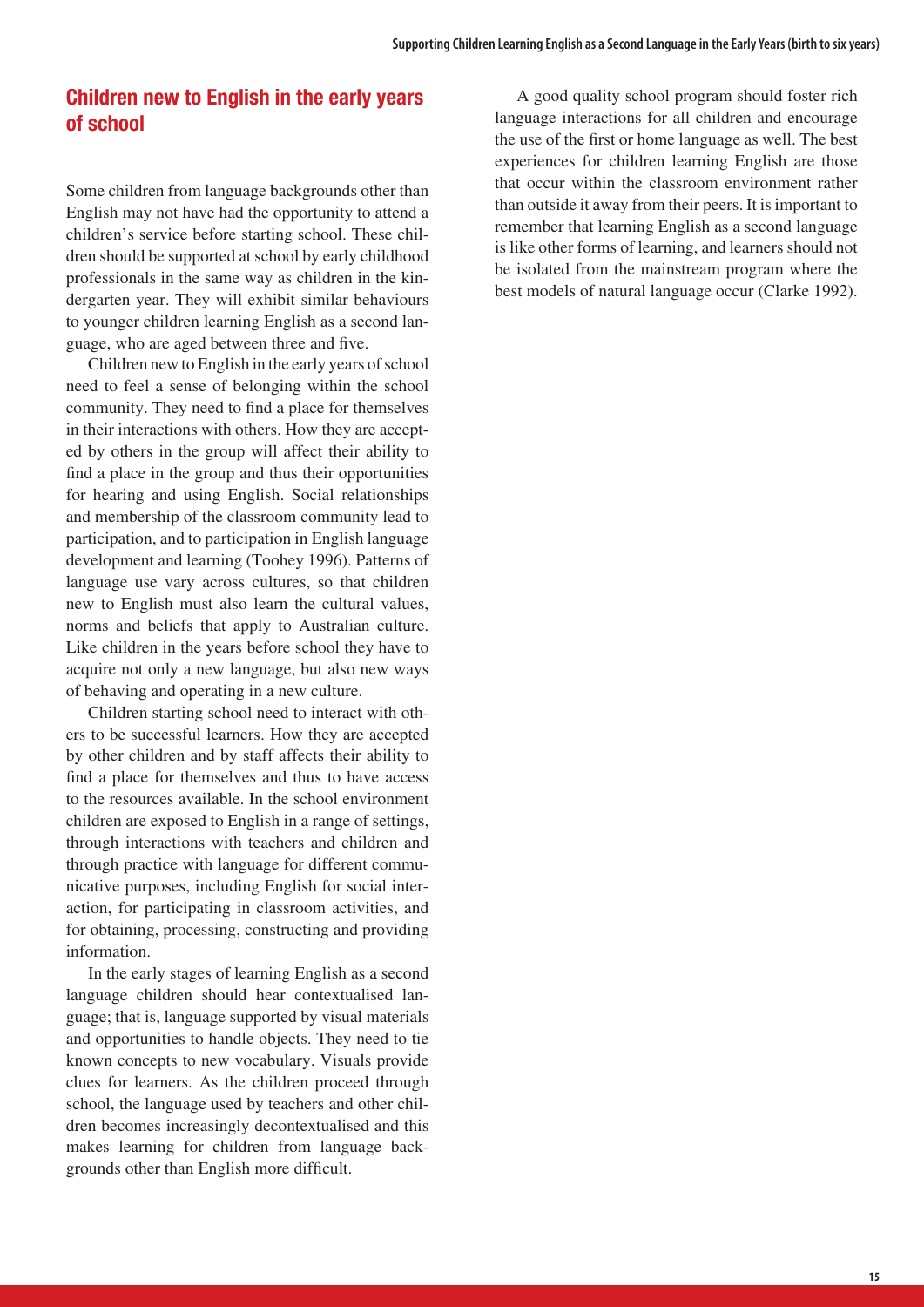## Children new to English in the early years of school

Some children from language backgrounds other than English may not have had the opportunity to attend a children's service before starting school. These children should be supported at school by early childhood professionals in the same way as children in the kindergarten year. They will exhibit similar behaviours to younger children learning English as a second language, who are aged between three and five.

Children new to English in the early years of school need to feel a sense of belonging within the school community. They need to find a place for themselves in their interactions with others. How they are accepted by others in the group will affect their ability to find a place in the group and thus their opportunities for hearing and using English. Social relationships and membership of the classroom community lead to participation, and to participation in English language development and learning (Toohey 1996). Patterns of language use vary across cultures, so that children new to English must also learn the cultural values, norms and beliefs that apply to Australian culture. Like children in the years before school they have to acquire not only a new language, but also new ways of behaving and operating in a new culture.

Children starting school need to interact with others to be successful learners. How they are accepted by other children and by staff affects their ability to find a place for themselves and thus to have access to the resources available. In the school environment children are exposed to English in a range of settings, through interactions with teachers and children and through practice with language for different communicative purposes, including English for social interaction, for participating in classroom activities, and for obtaining, processing, constructing and providing information.

In the early stages of learning English as a second language children should hear contextualised language; that is, language supported by visual materials and opportunities to handle objects. They need to tie known concepts to new vocabulary. Visuals provide clues for learners. As the children proceed through school, the language used by teachers and other children becomes increasingly decontextualised and this makes learning for children from language backgrounds other than English more difficult.

A good quality school program should foster rich language interactions for all children and encourage the use of the first or home language as well. The best experiences for children learning English are those that occur within the classroom environment rather than outside it away from their peers. It is important to remember that learning English as a second language is like other forms of learning, and learners should not be isolated from the mainstream program where the best models of natural language occur (Clarke 1992).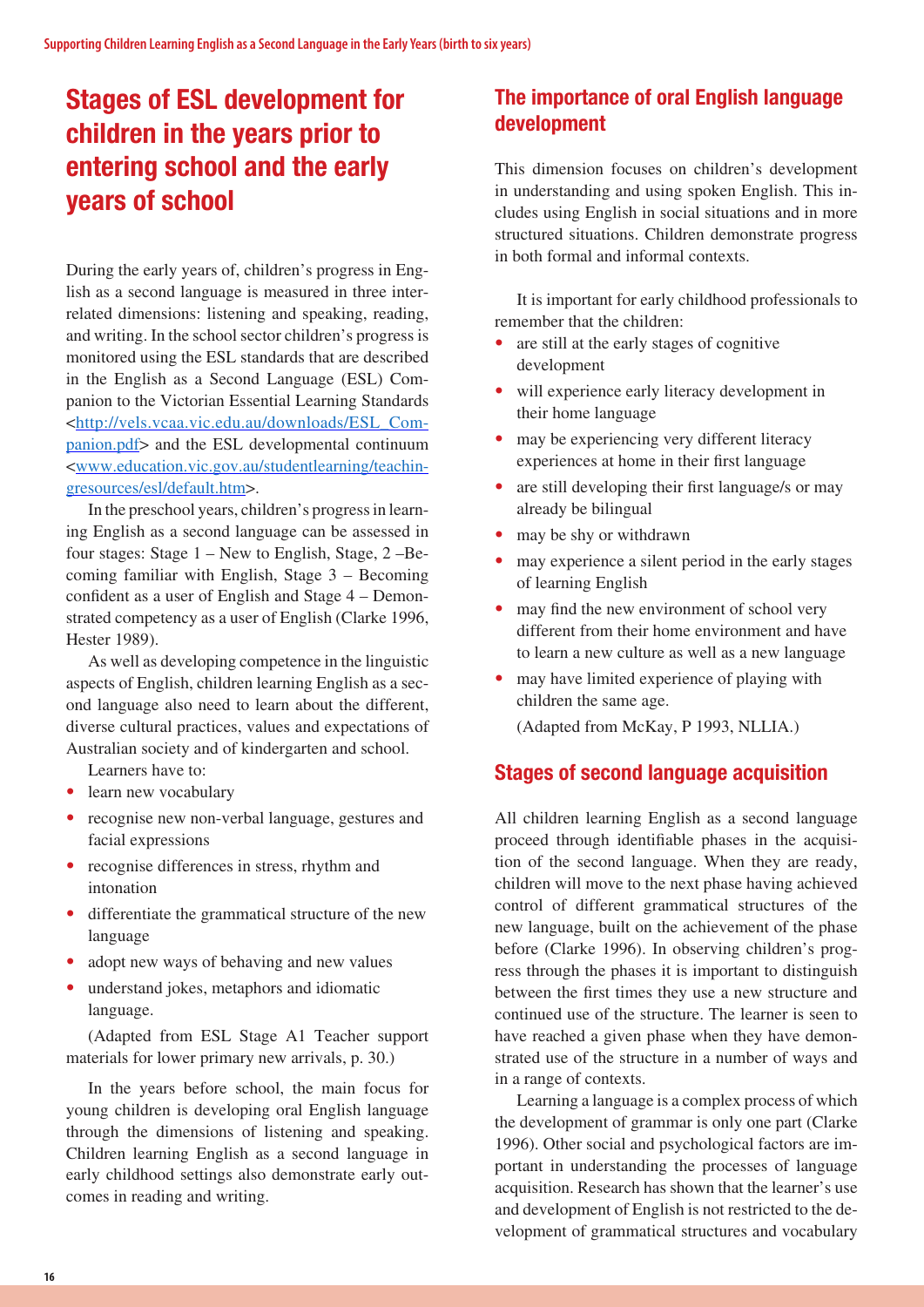## Stages of ESL development for children in the years prior to entering school and the early years of school

During the early years of, children's progress in English as a second language is measured in three interrelated dimensions: listening and speaking, reading, and writing. In the school sector children's progress is monitored using the ESL standards that are described in the English as a Second Language (ESL) Companion to the Victorian Essential Learning Standards <http://vels.vcaa.vic.edu.au/downloads/ESL_Companion.pdf> and the ESL developmental continuum <www.education.vic.gov.au/studentlearning/teachingresources/esl/default.htm>.

In the preschool years, children's progress in learning English as a second language can be assessed in four stages: Stage 1 – New to English, Stage, 2 –Becoming familiar with English, Stage 3 – Becoming confident as a user of English and Stage 4 – Demonstrated competency as a user of English (Clarke 1996, Hester 1989).

As well as developing competence in the linguistic aspects of English, children learning English as a second language also need to learn about the different, diverse cultural practices, values and expectations of Australian society and of kindergarten and school.

Learners have to:

- learn new vocabulary
- recognise new non-verbal language, gestures and facial expressions
- recognise differences in stress, rhythm and intonation
- differentiate the grammatical structure of the new language
- adopt new ways of behaving and new values
- understand jokes, metaphors and idiomatic language.

(Adapted from ESL Stage A1 Teacher support materials for lower primary new arrivals, p. 30.)

In the years before school, the main focus for young children is developing oral English language through the dimensions of listening and speaking. Children learning English as a second language in early childhood settings also demonstrate early outcomes in reading and writing.

## The importance of oral English language development

This dimension focuses on children's development in understanding and using spoken English. This includes using English in social situations and in more structured situations. Children demonstrate progress in both formal and informal contexts.

It is important for early childhood professionals to remember that the children:

- are still at the early stages of cognitive development
- will experience early literacy development in their home language
- may be experiencing very different literacy experiences at home in their first language
- are still developing their first language/s or may already be bilingual
- may be shy or withdrawn
- may experience a silent period in the early stages of learning English
- may find the new environment of school very different from their home environment and have to learn a new culture as well as a new language
- may have limited experience of playing with children the same age.

(Adapted from McKay, P 1993, NLLIA.)

## Stages of second language acquisition

All children learning English as a second language proceed through identifiable phases in the acquisition of the second language. When they are ready, children will move to the next phase having achieved control of different grammatical structures of the new language, built on the achievement of the phase before (Clarke 1996). In observing children's progress through the phases it is important to distinguish between the first times they use a new structure and continued use of the structure. The learner is seen to have reached a given phase when they have demonstrated use of the structure in a number of ways and in a range of contexts.

Learning a language is a complex process of which the development of grammar is only one part (Clarke 1996). Other social and psychological factors are important in understanding the processes of language acquisition. Research has shown that the learner's use and development of English is not restricted to the development of grammatical structures and vocabulary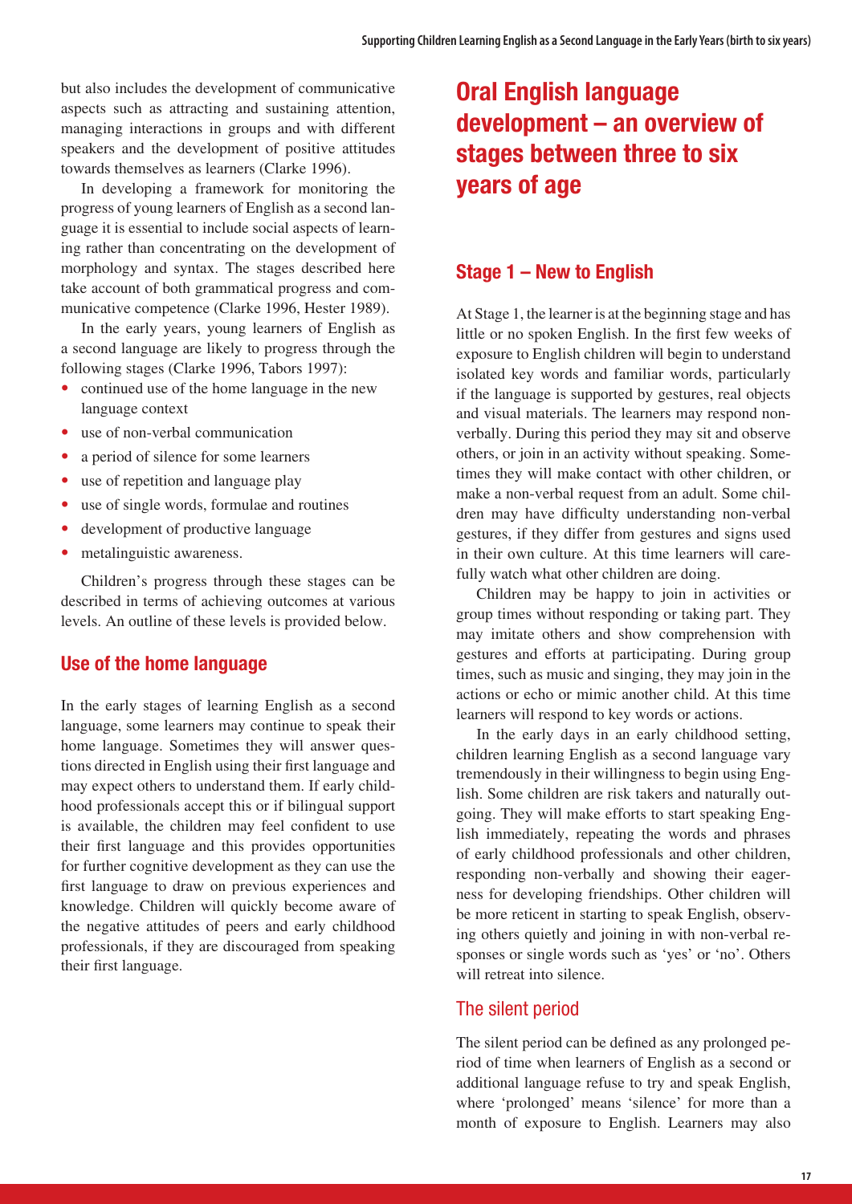but also includes the development of communicative aspects such as attracting and sustaining attention, managing interactions in groups and with different speakers and the development of positive attitudes towards themselves as learners (Clarke 1996).

In developing a framework for monitoring the progress of young learners of English as a second language it is essential to include social aspects of learning rather than concentrating on the development of morphology and syntax. The stages described here take account of both grammatical progress and communicative competence (Clarke 1996, Hester 1989).

In the early years, young learners of English as a second language are likely to progress through the following stages (Clarke 1996, Tabors 1997):

- continued use of the home language in the new language context
- use of non-verbal communication
- a period of silence for some learners
- use of repetition and language play
- use of single words, formulae and routines
- development of productive language
- metalinguistic awareness.

Children's progress through these stages can be described in terms of achieving outcomes at various levels. An outline of these levels is provided below.

## Use of the home language

In the early stages of learning English as a second language, some learners may continue to speak their home language. Sometimes they will answer questions directed in English using their first language and may expect others to understand them. If early childhood professionals accept this or if bilingual support is available, the children may feel confident to use their first language and this provides opportunities for further cognitive development as they can use the first language to draw on previous experiences and knowledge. Children will quickly become aware of the negative attitudes of peers and early childhood professionals, if they are discouraged from speaking their first language.

# Oral English language development – an overview of stages between three to six years of age

## Stage 1 – New to English

At Stage 1, the learner is at the beginning stage and has little or no spoken English. In the first few weeks of exposure to English children will begin to understand isolated key words and familiar words, particularly if the language is supported by gestures, real objects and visual materials. The learners may respond non-verbally. During this period they may sit and observe others, or join in an activity without speaking. Sometimes they will make contact with other children, or make a non-verbal request from an adult. Some children may have difficulty understanding non-verbal gestures, if they differ from gestures and signs used in their own culture. At this time learners will carefully watch what other children are doing.

Children may be happy to join in activities or group times without responding or taking part. They may imitate others and show comprehension with gestures and efforts at participating. During group times, such as music and singing, they may join in the actions or echo or mimic another child. At this time learners will respond to key words or actions.

In the early days in an early childhood setting, children learning English as a second language vary tremendously in their willingness to begin using English. Some children are risk takers and naturally outgoing. They will make efforts to start speaking English immediately, repeating the words and phrases of early childhood professionals and other children, responding non-verbally and showing their eagerness for developing friendships. Other children will be more reticent in starting to speak English, observing others quietly and joining in with non-verbal responses or single words such as 'yes' or 'no'. Others will retreat into silence.

### The silent period

The silent period can be defined as any prolonged period of time when learners of English as a second or additional language refuse to try and speak English, where 'prolonged' means 'silence' for more than a month of exposure to English. Learners may also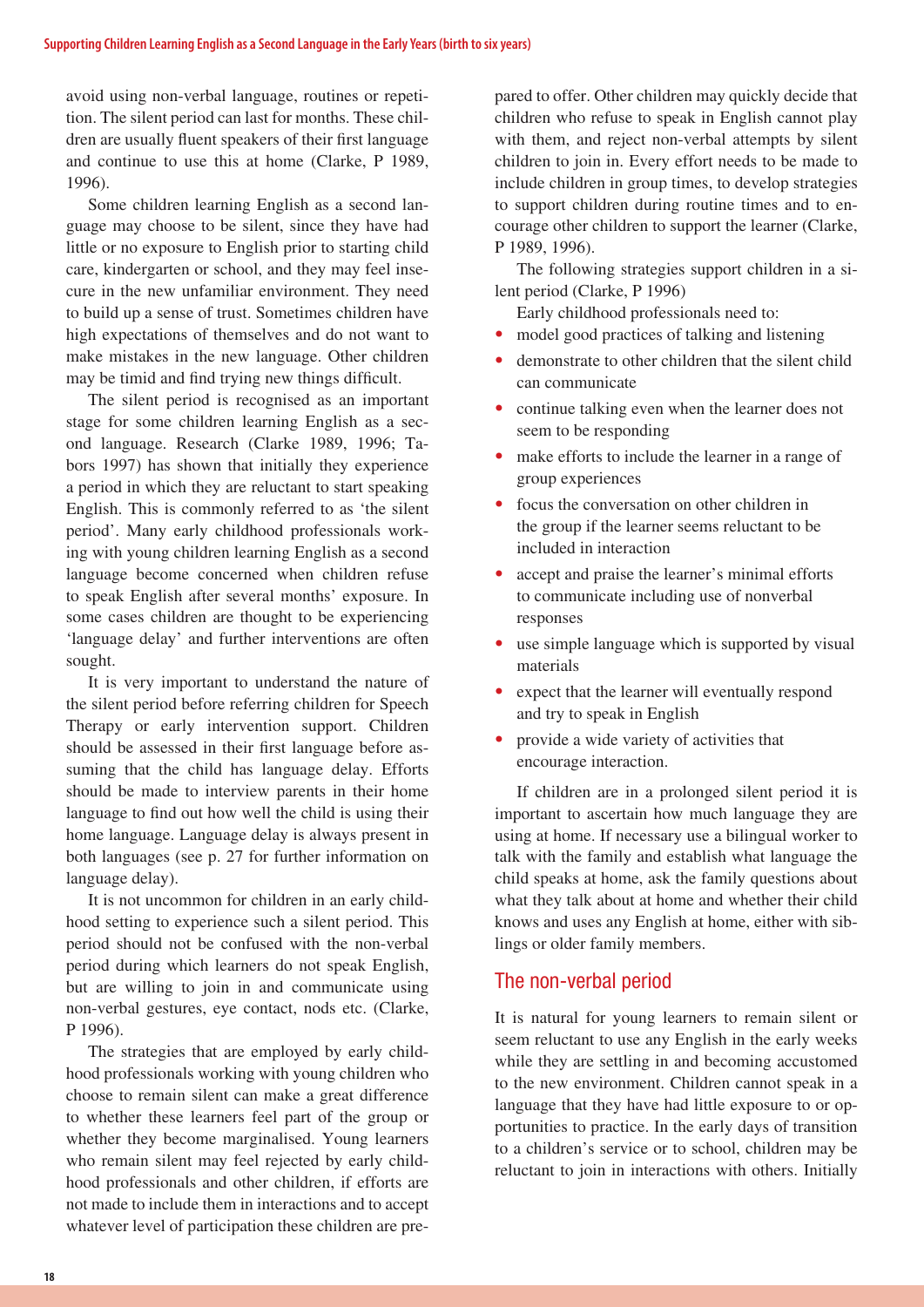avoid using non-verbal language, routines or repetition. The silent period can last for months. These children are usually fluent speakers of their first language and continue to use this at home (Clarke, P 1989, 1996).

Some children learning English as a second language may choose to be silent, since they have had little or no exposure to English prior to starting child care, kindergarten or school, and they may feel insecure in the new unfamiliar environment. They need to build up a sense of trust. Sometimes children have high expectations of themselves and do not want to make mistakes in the new language. Other children may be timid and find trying new things difficult.

The silent period is recognised as an important stage for some children learning English as a second language. Research (Clarke 1989, 1996; Tabors 1997) has shown that initially they experience a period in which they are reluctant to start speaking English. This is commonly referred to as 'the silent period'. Many early childhood professionals working with young children learning English as a second language become concerned when children refuse to speak English after several months' exposure. In some cases children are thought to be experiencing 'language delay' and further interventions are often sought.

It is very important to understand the nature of the silent period before referring children for Speech Therapy or early intervention support. Children should be assessed in their first language before assuming that the child has language delay. Efforts should be made to interview parents in their home language to find out how well the child is using their home language. Language delay is always present in both languages (see p. 27 for further information on language delay).

It is not uncommon for children in an early childhood setting to experience such a silent period. This period should not be confused with the non-verbal period during which learners do not speak English, but are willing to join in and communicate using non-verbal gestures, eye contact, nods etc. (Clarke, P 1996).

The strategies that are employed by early childhood professionals working with young children who choose to remain silent can make a great difference to whether these learners feel part of the group or whether they become marginalised. Young learners who remain silent may feel rejected by early childhood professionals and other children, if efforts are not made to include them in interactions and to accept whatever level of participation these children are prepared to offer. Other children may quickly decide that children who refuse to speak in English cannot play with them, and reject non-verbal attempts by silent children to join in. Every effort needs to be made to include children in group times, to develop strategies to support children during routine times and to encourage other children to support the learner (Clarke, P 1989, 1996).

The following strategies support children in a silent period (Clarke, P 1996)

Early childhood professionals need to:

- model good practices of talking and listening
- demonstrate to other children that the silent child can communicate
- continue talking even when the learner does not seem to be responding
- make efforts to include the learner in a range of group experiences
- focus the conversation on other children in the group if the learner seems reluctant to be included in interaction
- accept and praise the learner's minimal efforts to communicate including use of nonverbal responses
- use simple language which is supported by visual materials
- expect that the learner will eventually respond and try to speak in English
- provide a wide variety of activities that encourage interaction.

If children are in a prolonged silent period it is important to ascertain how much language they are using at home. If necessary use a bilingual worker to talk with the family and establish what language the child speaks at home, ask the family questions about what they talk about at home and whether their child knows and uses any English at home, either with siblings or older family members.

## The non-verbal period

It is natural for young learners to remain silent or seem reluctant to use any English in the early weeks while they are settling in and becoming accustomed to the new environment. Children cannot speak in a language that they have had little exposure to or opportunities to practice. In the early days of transition to a children's service or to school, children may be reluctant to join in interactions with others. Initially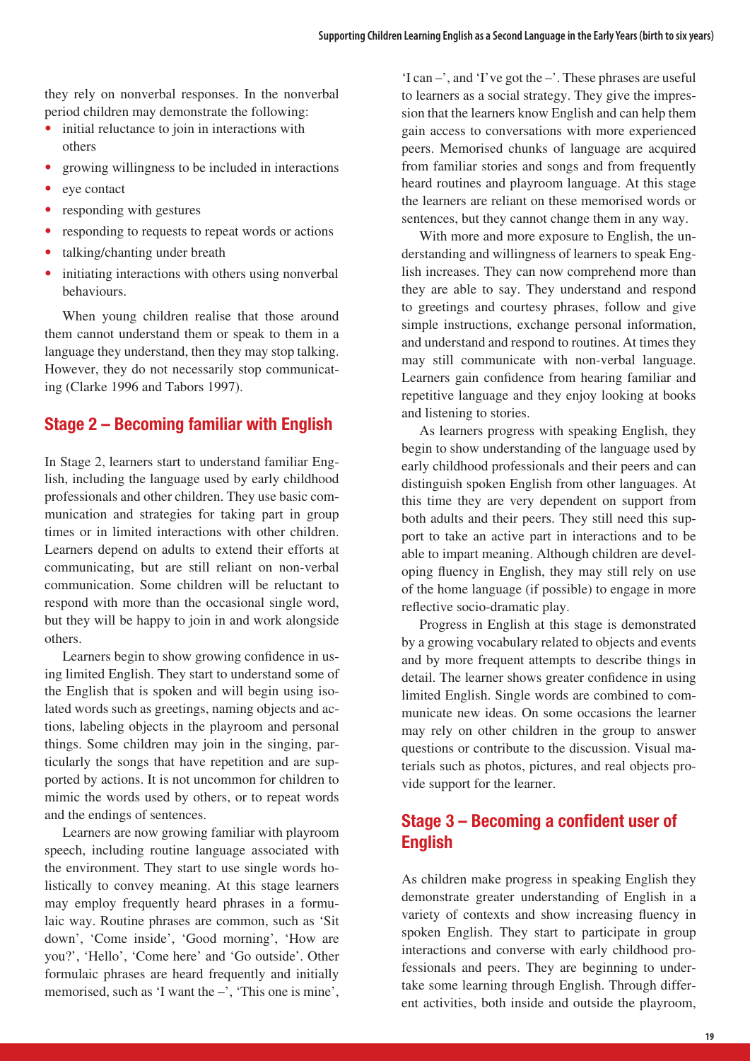they rely on nonverbal responses. In the nonverbal period children may demonstrate the following:

- initial reluctance to join in interactions with others
- growing willingness to be included in interactions
- eye contact
- responding with gestures
- responding to requests to repeat words or actions
- talking/chanting under breath
- initiating interactions with others using nonverbal behaviours.

When young children realise that those around them cannot understand them or speak to them in a language they understand, then they may stop talking. However, they do not necessarily stop communicating (Clarke 1996 and Tabors 1997).

## Stage 2 – Becoming familiar with English

In Stage 2, learners start to understand familiar English, including the language used by early childhood professionals and other children. They use basic communication and strategies for taking part in group times or in limited interactions with other children. Learners depend on adults to extend their efforts at communicating, but are still reliant on non-verbal communication. Some children will be reluctant to respond with more than the occasional single word, but they will be happy to join in and work alongside others.

Learners begin to show growing confidence in using limited English. They start to understand some of the English that is spoken and will begin using isolated words such as greetings, naming objects and actions, labeling objects in the playroom and personal things. Some children may join in the singing, particularly the songs that have repetition and are supported by actions. It is not uncommon for children to mimic the words used by others, or to repeat words and the endings of sentences.

Learners are now growing familiar with playroom speech, including routine language associated with the environment. They start to use single words holistically to convey meaning. At this stage learners may employ frequently heard phrases in a formulaic way. Routine phrases are common, such as 'Sit down', 'Come inside', 'Good morning', 'How are you?', 'Hello', 'Come here' and 'Go outside'. Other formulaic phrases are heard frequently and initially memorised, such as 'I want the –', 'This one is mine', 'I can –', and 'I've got the –'. These phrases are useful to learners as a social strategy. They give the impression that the learners know English and can help them gain access to conversations with more experienced peers. Memorised chunks of language are acquired from familiar stories and songs and from frequently heard routines and playroom language. At this stage the learners are reliant on these memorised words or sentences, but they cannot change them in any way.

With more and more exposure to English, the understanding and willingness of learners to speak English increases. They can now comprehend more than they are able to say. They understand and respond to greetings and courtesy phrases, follow and give simple instructions, exchange personal information, and understand and respond to routines. At times they may still communicate with non-verbal language. Learners gain confidence from hearing familiar and repetitive language and they enjoy looking at books and listening to stories.

As learners progress with speaking English, they begin to show understanding of the language used by early childhood professionals and their peers and can distinguish spoken English from other languages. At this time they are very dependent on support from both adults and their peers. They still need this support to take an active part in interactions and to be able to impart meaning. Although children are developing fluency in English, they may still rely on use of the home language (if possible) to engage in more reflective socio-dramatic play.

Progress in English at this stage is demonstrated by a growing vocabulary related to objects and events and by more frequent attempts to describe things in detail. The learner shows greater confidence in using limited English. Single words are combined to communicate new ideas. On some occasions the learner may rely on other children in the group to answer questions or contribute to the discussion. Visual materials such as photos, pictures, and real objects provide support for the learner.

## Stage 3 – Becoming a confident user of English

As children make progress in speaking English they demonstrate greater understanding of English in a variety of contexts and show increasing fluency in spoken English. They start to participate in group interactions and converse with early childhood professionals and peers. They are beginning to undertake some learning through English. Through different activities, both inside and outside the playroom,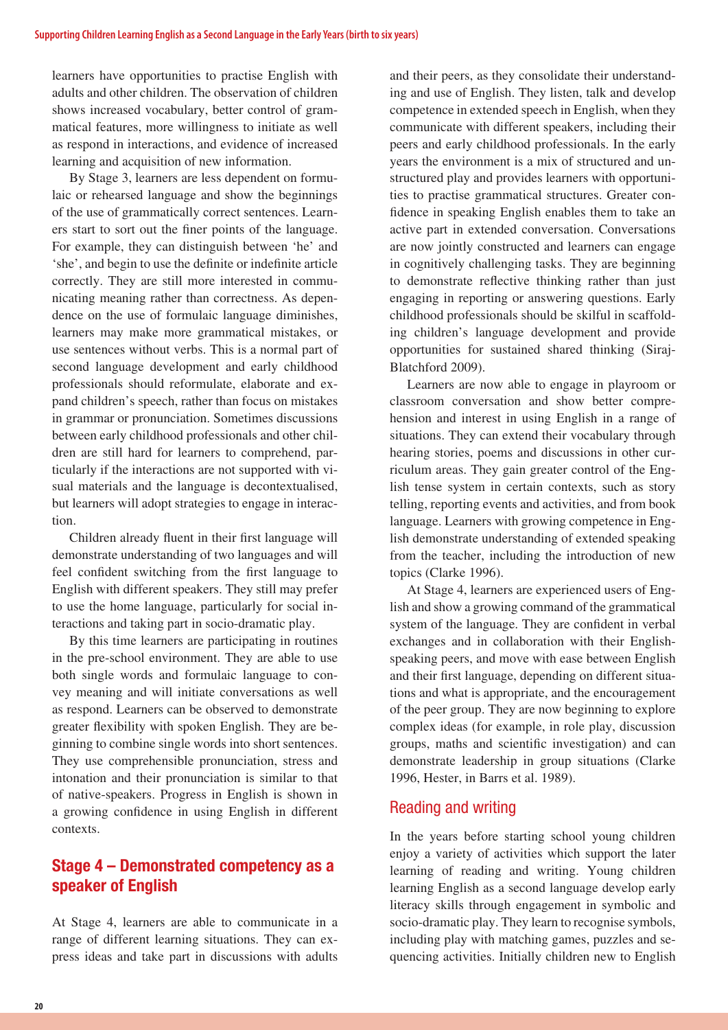learners have opportunities to practise English with adults and other children. The observation of children shows increased vocabulary, better control of grammatical features, more willingness to initiate as well as respond in interactions, and evidence of increased learning and acquisition of new information.

By Stage 3, learners are less dependent on formulaic or rehearsed language and show the beginnings of the use of grammatically correct sentences. Learners start to sort out the finer points of the language. For example, they can distinguish between 'he' and 'she', and begin to use the definite or indefinite article correctly. They are still more interested in communicating meaning rather than correctness. As dependence on the use of formulaic language diminishes, learners may make more grammatical mistakes, or use sentences without verbs. This is a normal part of second language development and early childhood professionals should reformulate, elaborate and expand children's speech, rather than focus on mistakes in grammar or pronunciation. Sometimes discussions between early childhood professionals and other children are still hard for learners to comprehend, particularly if the interactions are not supported with visual materials and the language is decontextualised, but learners will adopt strategies to engage in interaction.

Children already fluent in their first language will demonstrate understanding of two languages and will feel confident switching from the first language to English with different speakers. They still may prefer to use the home language, particularly for social interactions and taking part in socio-dramatic play.

By this time learners are participating in routines in the pre-school environment. They are able to use both single words and formulaic language to convey meaning and will initiate conversations as well as respond. Learners can be observed to demonstrate greater flexibility with spoken English. They are beginning to combine single words into short sentences. They use comprehensible pronunciation, stress and intonation and their pronunciation is similar to that of native-speakers. Progress in English is shown in a growing confidence in using English in different contexts.

## Stage 4 – Demonstrated competency as a speaker of English

At Stage 4, learners are able to communicate in a range of different learning situations. They can express ideas and take part in discussions with adults and their peers, as they consolidate their understanding and use of English. They listen, talk and develop competence in extended speech in English, when they communicate with different speakers, including their peers and early childhood professionals. In the early years the environment is a mix of structured and unstructured play and provides learners with opportunities to practise grammatical structures. Greater confidence in speaking English enables them to take an active part in extended conversation. Conversations are now jointly constructed and learners can engage in cognitively challenging tasks. They are beginning to demonstrate reflective thinking rather than just engaging in reporting or answering questions. Early childhood professionals should be skilful in scaffolding children's language development and provide opportunities for sustained shared thinking (Siraj-Blatchford 2009).

Learners are now able to engage in playroom or classroom conversation and show better comprehension and interest in using English in a range of situations. They can extend their vocabulary through hearing stories, poems and discussions in other curriculum areas. They gain greater control of the English tense system in certain contexts, such as story telling, reporting events and activities, and from book language. Learners with growing competence in English demonstrate understanding of extended speaking from the teacher, including the introduction of new topics (Clarke 1996).

At Stage 4, learners are experienced users of English and show a growing command of the grammatical system of the language. They are confident in verbal exchanges and in collaboration with their English-speaking peers, and move with ease between English and their first language, depending on different situations and what is appropriate, and the encouragement of the peer group. They are now beginning to explore complex ideas (for example, in role play, discussion groups, maths and scientific investigation) and can demonstrate leadership in group situations (Clarke 1996, Hester, in Barrs et al. 1989).

## Reading and writing

In the years before starting school young children enjoy a variety of activities which support the later learning of reading and writing. Young children learning English as a second language develop early literacy skills through engagement in symbolic and socio-dramatic play. They learn to recognise symbols, including play with matching games, puzzles and sequencing activities. Initially children new to English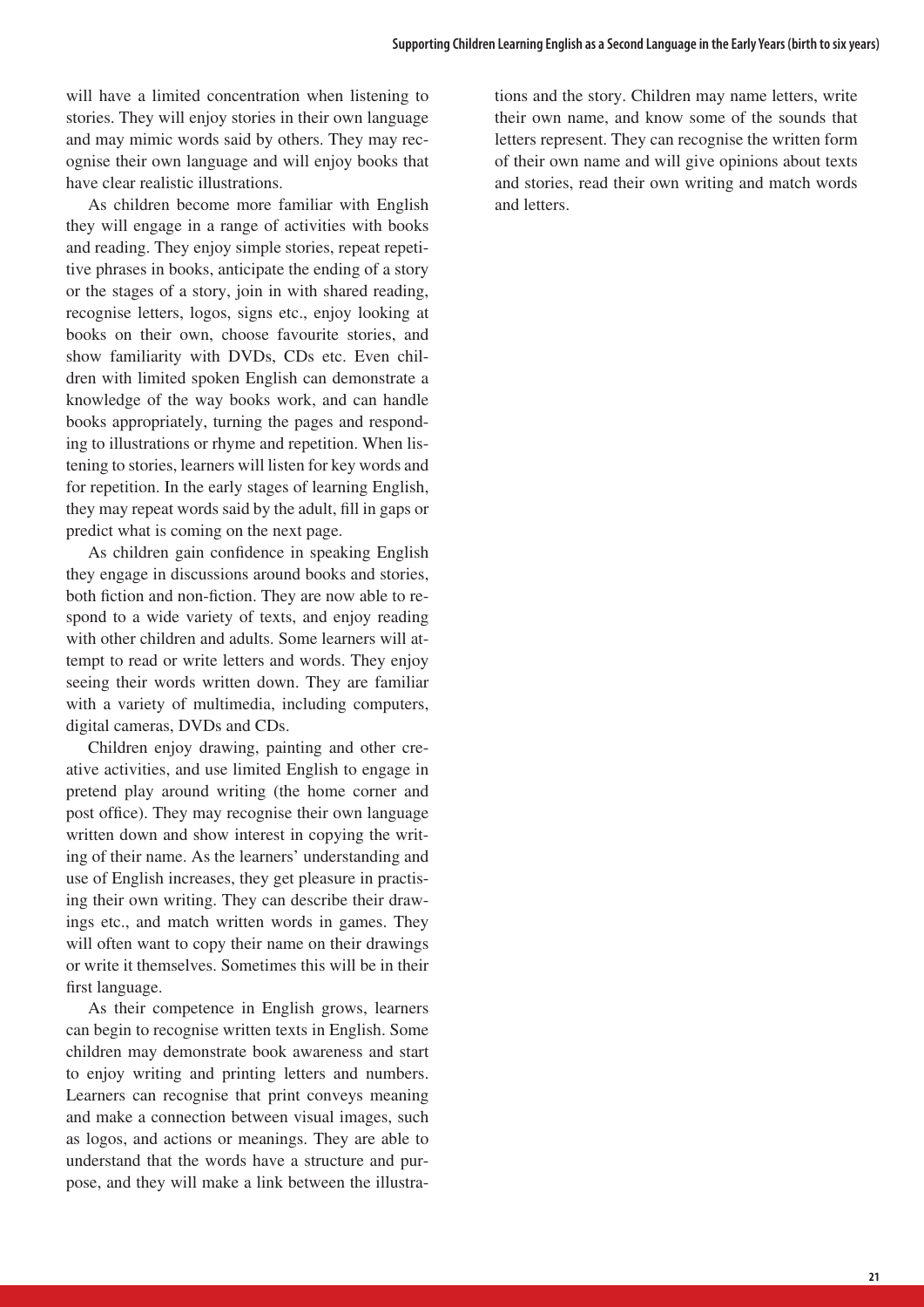will have a limited concentration when listening to stories. They will enjoy stories in their own language and may mimic words said by others. They may recognise their own language and will enjoy books that have clear realistic illustrations.

As children become more familiar with English they will engage in a range of activities with books and reading. They enjoy simple stories, repeat repetitive phrases in books, anticipate the ending of a story or the stages of a story, join in with shared reading, recognise letters, logos, signs etc., enjoy looking at books on their own, choose favourite stories, and show familiarity with DVDs, CDs etc. Even children with limited spoken English can demonstrate a knowledge of the way books work, and can handle books appropriately, turning the pages and responding to illustrations or rhyme and repetition. When listening to stories, learners will listen for key words and for repetition. In the early stages of learning English, they may repeat words said by the adult, fill in gaps or predict what is coming on the next page.

As children gain confidence in speaking English they engage in discussions around books and stories, both fiction and non-fiction. They are now able to respond to a wide variety of texts, and enjoy reading with other children and adults. Some learners will attempt to read or write letters and words. They enjoy seeing their words written down. They are familiar with a variety of multimedia, including computers, digital cameras, DVDs and CDs.

Children enjoy drawing, painting and other creative activities, and use limited English to engage in pretend play around writing (the home corner and post office). They may recognise their own language written down and show interest in copying the writing of their name. As the learners' understanding and use of English increases, they get pleasure in practising their own writing. They can describe their drawings etc., and match written words in games. They will often want to copy their name on their drawings or write it themselves. Sometimes this will be in their first language.

As their competence in English grows, learners can begin to recognise written texts in English. Some children may demonstrate book awareness and start to enjoy writing and printing letters and numbers. Learners can recognise that print conveys meaning and make a connection between visual images, such as logos, and actions or meanings. They are able to understand that the words have a structure and purpose, and they will make a link between the illustrations and the story. Children may name letters, write their own name, and know some of the sounds that letters represent. They can recognise the written form of their own name and will give opinions about texts and stories, read their own writing and match words and letters.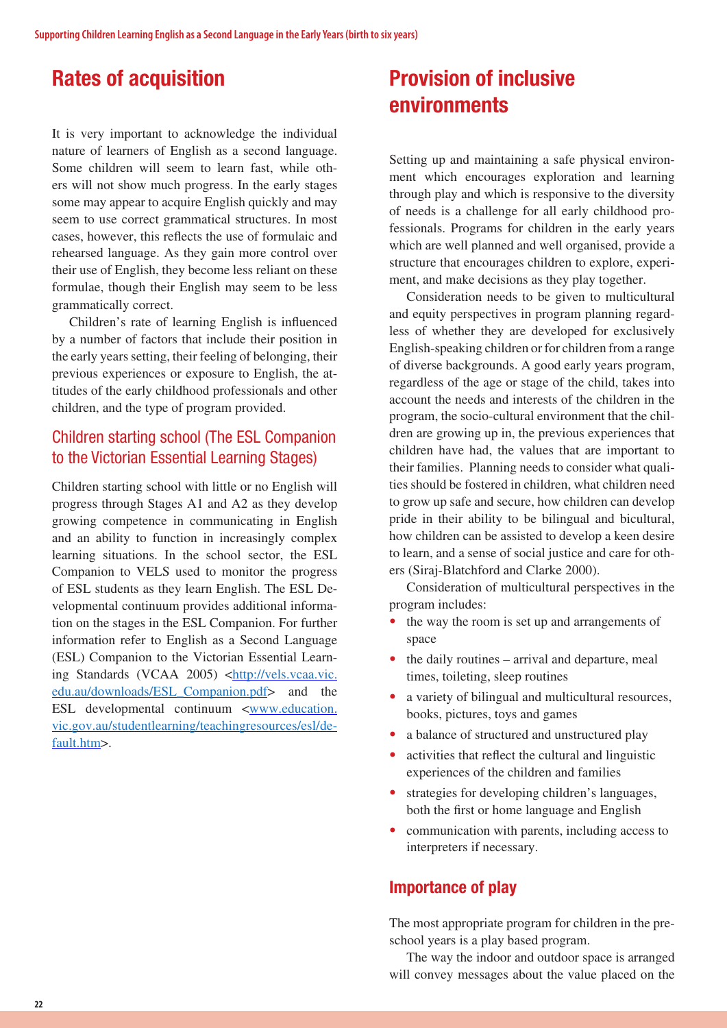## Rates of acquisition

It is very important to acknowledge the individual nature of learners of English as a second language. Some children will seem to learn fast, while others will not show much progress. In the early stages some may appear to acquire English quickly and may seem to use correct grammatical structures. In most cases, however, this reflects the use of formulaic and rehearsed language. As they gain more control over their use of English, they become less reliant on these formulae, though their English may seem to be less grammatically correct.

Children's rate of learning English is influenced by a number of factors that include their position in the early years setting, their feeling of belonging, their previous experiences or exposure to English, the attitudes of the early childhood professionals and other children, and the type of program provided.

### Children starting school (The ESL Companion to the Victorian Essential Learning Stages)

Children starting school with little or no English will progress through Stages A1 and A2 as they develop growing competence in communicating in English and an ability to function in increasingly complex learning situations. In the school sector, the ESL Companion to VELS used to monitor the progress of ESL students as they learn English. The ESL Developmental continuum provides additional information on the stages in the ESL Companion. For further information refer to English as a Second Language (ESL) Companion to the Victorian Essential Learning Standards (VCAA 2005) <http://vels.vcaa.vic.edu.au/downloads/ESL_Companion.pdf> and the ESL developmental continuum <www.education.vic.gov.au/studentlearning/teachingresources/esl/default.htm>.

## Provision of inclusive environments

Setting up and maintaining a safe physical environment which encourages exploration and learning through play and which is responsive to the diversity of needs is a challenge for all early childhood professionals. Programs for children in the early years which are well planned and well organised, provide a structure that encourages children to explore, experiment, and make decisions as they play together.

Consideration needs to be given to multicultural and equity perspectives in program planning regardless of whether they are developed for exclusively English-speaking children or for children from a range of diverse backgrounds. A good early years program, regardless of the age or stage of the child, takes into account the needs and interests of the children in the program, the socio-cultural environment that the children are growing up in, the previous experiences that children have had, the values that are important to their families. Planning needs to consider what qualities should be fostered in children, what children need to grow up safe and secure, how children can develop pride in their ability to be bilingual and bicultural, how children can be assisted to develop a keen desire to learn, and a sense of social justice and care for others (Siraj-Blatchford and Clarke 2000).

Consideration of multicultural perspectives in the program includes:

- the way the room is set up and arrangements of space
- the daily routines – arrival and departure, meal times, toileting, sleep routines
- a variety of bilingual and multicultural resources, books, pictures, toys and games
- a balance of structured and unstructured play
- activities that reflect the cultural and linguistic experiences of the children and families
- strategies for developing children's languages, both the first or home language and English
- communication with parents, including access to interpreters if necessary.

## Importance of play

The most appropriate program for children in the preschool years is a play based program.

The way the indoor and outdoor space is arranged will convey messages about the value placed on the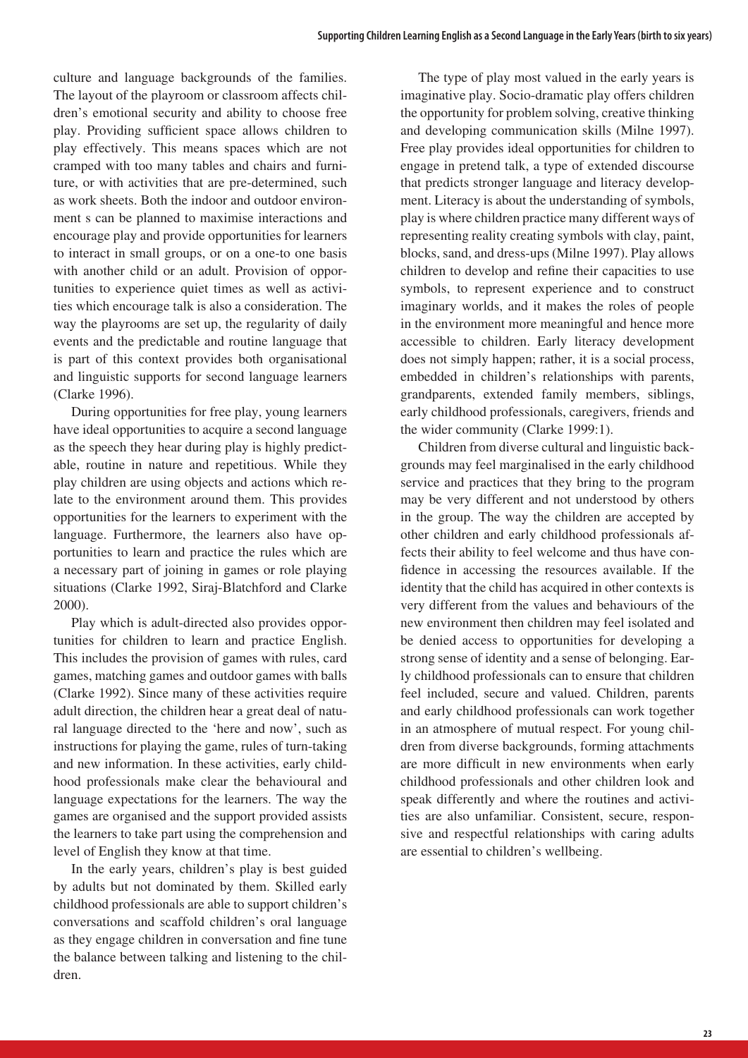culture and language backgrounds of the families. The layout of the playroom or classroom affects children's emotional security and ability to choose free play. Providing sufficient space allows children to play effectively. This means spaces which are not cramped with too many tables and chairs and furniture, or with activities that are pre-determined, such as work sheets. Both the indoor and outdoor environment s can be planned to maximise interactions and encourage play and provide opportunities for learners to interact in small groups, or on a one-to one basis with another child or an adult. Provision of opportunities to experience quiet times as well as activities which encourage talk is also a consideration. The way the playrooms are set up, the regularity of daily events and the predictable and routine language that is part of this context provides both organisational and linguistic supports for second language learners (Clarke 1996).

During opportunities for free play, young learners have ideal opportunities to acquire a second language as the speech they hear during play is highly predictable, routine in nature and repetitious. While they play children are using objects and actions which relate to the environment around them. This provides opportunities for the learners to experiment with the language. Furthermore, the learners also have opportunities to learn and practice the rules which are a necessary part of joining in games or role playing situations (Clarke 1992, Siraj-Blatchford and Clarke 2000).

Play which is adult-directed also provides opportunities for children to learn and practice English. This includes the provision of games with rules, card games, matching games and outdoor games with balls (Clarke 1992). Since many of these activities require adult direction, the children hear a great deal of natural language directed to the 'here and now', such as instructions for playing the game, rules of turn-taking and new information. In these activities, early childhood professionals make clear the behavioural and language expectations for the learners. The way the games are organised and the support provided assists the learners to take part using the comprehension and level of English they know at that time.

In the early years, children's play is best guided by adults but not dominated by them. Skilled early childhood professionals are able to support children's conversations and scaffold children's oral language as they engage children in conversation and fine tune the balance between talking and listening to the children.

The type of play most valued in the early years is imaginative play. Socio-dramatic play offers children the opportunity for problem solving, creative thinking and developing communication skills (Milne 1997). Free play provides ideal opportunities for children to engage in pretend talk, a type of extended discourse that predicts stronger language and literacy development. Literacy is about the understanding of symbols, play is where children practice many different ways of representing reality creating symbols with clay, paint, blocks, sand, and dress-ups (Milne 1997). Play allows children to develop and refine their capacities to use symbols, to represent experience and to construct imaginary worlds, and it makes the roles of people in the environment more meaningful and hence more accessible to children. Early literacy development does not simply happen; rather, it is a social process, embedded in children's relationships with parents, grandparents, extended family members, siblings, early childhood professionals, caregivers, friends and the wider community (Clarke 1999:1).

Children from diverse cultural and linguistic backgrounds may feel marginalised in the early childhood service and practices that they bring to the program may be very different and not understood by others in the group. The way the children are accepted by other children and early childhood professionals affects their ability to feel welcome and thus have confidence in accessing the resources available. If the identity that the child has acquired in other contexts is very different from the values and behaviours of the new environment then children may feel isolated and be denied access to opportunities for developing a strong sense of identity and a sense of belonging. Early childhood professionals can to ensure that children feel included, secure and valued. Children, parents and early childhood professionals can work together in an atmosphere of mutual respect. For young children from diverse backgrounds, forming attachments are more difficult in new environments when early childhood professionals and other children look and speak differently and where the routines and activities are also unfamiliar. Consistent, secure, responsive and respectful relationships with caring adults are essential to children's wellbeing.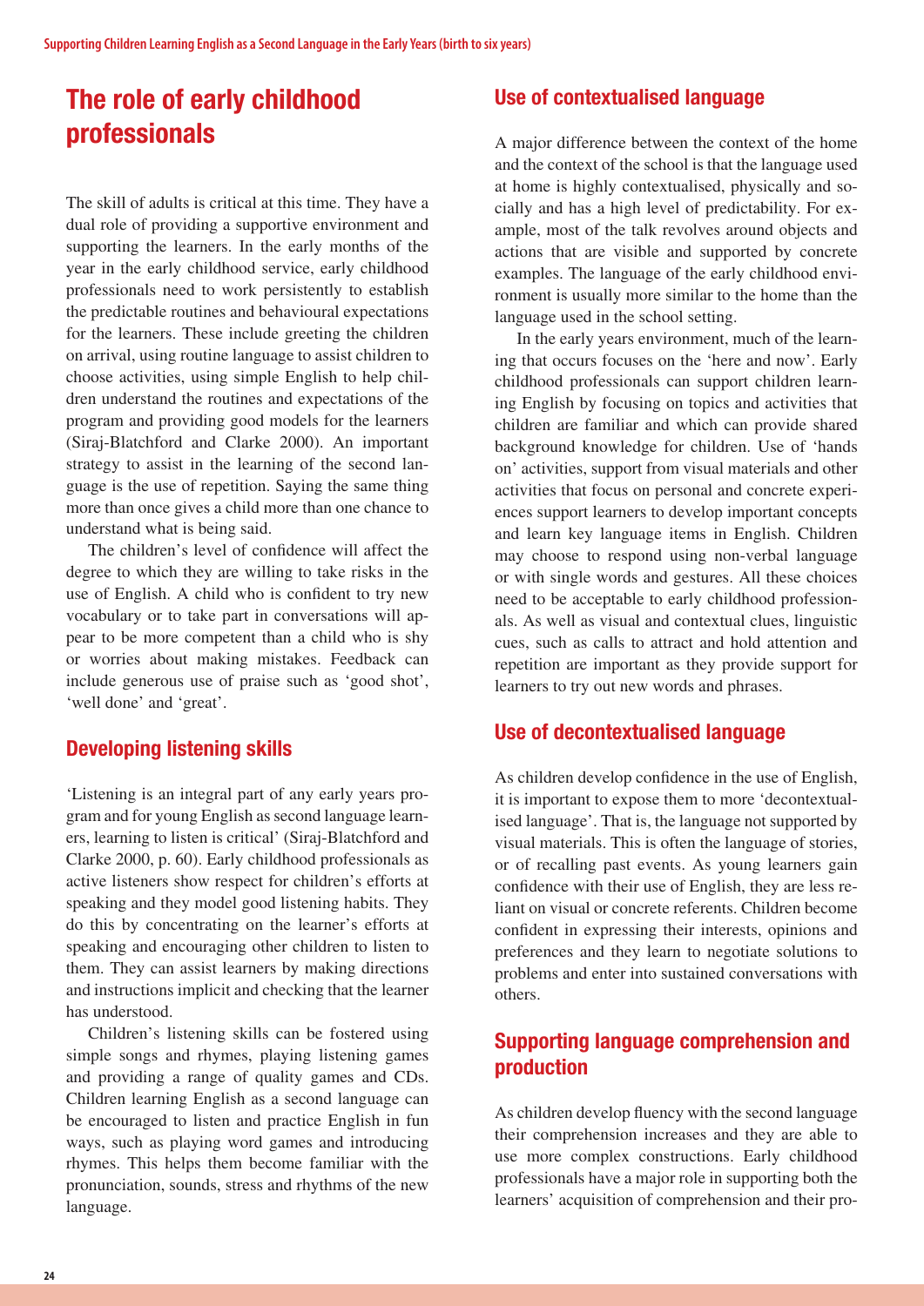## The role of early childhood professionals

The skill of adults is critical at this time. They have a dual role of providing a supportive environment and supporting the learners. In the early months of the year in the early childhood service, early childhood professionals need to work persistently to establish the predictable routines and behavioural expectations for the learners. These include greeting the children on arrival, using routine language to assist children to choose activities, using simple English to help children understand the routines and expectations of the program and providing good models for the learners (Siraj-Blatchford and Clarke 2000). An important strategy to assist in the learning of the second language is the use of repetition. Saying the same thing more than once gives a child more than one chance to understand what is being said.

The children's level of confidence will affect the degree to which they are willing to take risks in the use of English. A child who is confident to try new vocabulary or to take part in conversations will appear to be more competent than a child who is shy or worries about making mistakes. Feedback can include generous use of praise such as 'good shot', 'well done' and 'great'.

### Developing listening skills

'Listening is an integral part of any early years program and for young English as second language learners, learning to listen is critical' (Siraj-Blatchford and Clarke 2000, p. 60). Early childhood professionals as active listeners show respect for children's efforts at speaking and they model good listening habits. They do this by concentrating on the learner's efforts at speaking and encouraging other children to listen to them. They can assist learners by making directions and instructions implicit and checking that the learner has understood.

Children's listening skills can be fostered using simple songs and rhymes, playing listening games and providing a range of quality games and CDs. Children learning English as a second language can be encouraged to listen and practice English in fun ways, such as playing word games and introducing rhymes. This helps them become familiar with the pronunciation, sounds, stress and rhythms of the new language.

### Use of contextualised language

A major difference between the context of the home and the context of the school is that the language used at home is highly contextualised, physically and socially and has a high level of predictability. For example, most of the talk revolves around objects and actions that are visible and supported by concrete examples. The language of the early childhood environment is usually more similar to the home than the language used in the school setting.

In the early years environment, much of the learning that occurs focuses on the 'here and now'. Early childhood professionals can support children learning English by focusing on topics and activities that children are familiar and which can provide shared background knowledge for children. Use of 'hands on' activities, support from visual materials and other activities that focus on personal and concrete experiences support learners to develop important concepts and learn key language items in English. Children may choose to respond using non-verbal language or with single words and gestures. All these choices need to be acceptable to early childhood professionals. As well as visual and contextual clues, linguistic cues, such as calls to attract and hold attention and repetition are important as they provide support for learners to try out new words and phrases.

### Use of decontextualised language

As children develop confidence in the use of English, it is important to expose them to more 'decontextualised language'. That is, the language not supported by visual materials. This is often the language of stories, or of recalling past events. As young learners gain confidence with their use of English, they are less reliant on visual or concrete referents. Children become confident in expressing their interests, opinions and preferences and they learn to negotiate solutions to problems and enter into sustained conversations with others.

### Supporting language comprehension and production

As children develop fluency with the second language their comprehension increases and they are able to use more complex constructions. Early childhood professionals have a major role in supporting both the learners' acquisition of comprehension and their pro-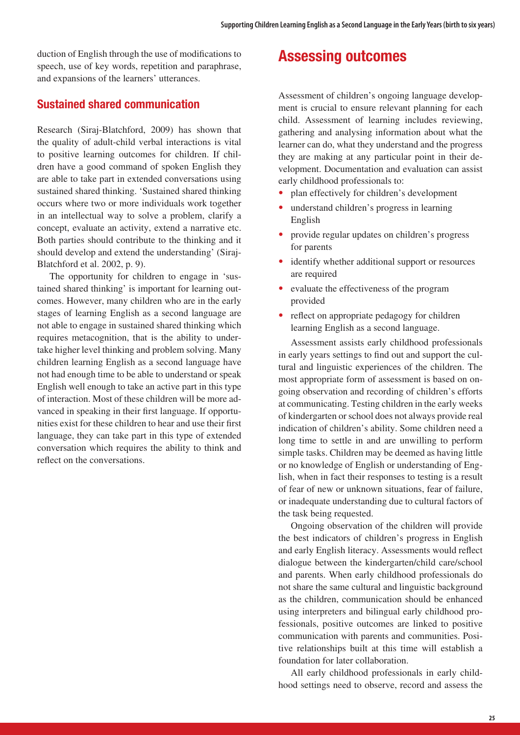duction of English through the use of modifications to speech, use of key words, repetition and paraphrase, and expansions of the learners' utterances.

### Sustained shared communication

Research (Siraj-Blatchford, 2009) has shown that the quality of adult-child verbal interactions is vital to positive learning outcomes for children. If children have a good command of spoken English they are able to take part in extended conversations using sustained shared thinking. 'Sustained shared thinking occurs where two or more individuals work together in an intellectual way to solve a problem, clarify a concept, evaluate an activity, extend a narrative etc. Both parties should contribute to the thinking and it should develop and extend the understanding' (Siraj-Blatchford et al. 2002, p. 9).

The opportunity for children to engage in 'sustained shared thinking' is important for learning outcomes. However, many children who are in the early stages of learning English as a second language are not able to engage in sustained shared thinking which requires metacognition, that is the ability to undertake higher level thinking and problem solving. Many children learning English as a second language have not had enough time to be able to understand or speak English well enough to take an active part in this type of interaction. Most of these children will be more advanced in speaking in their first language. If opportunities exist for these children to hear and use their first language, they can take part in this type of extended conversation which requires the ability to think and reflect on the conversations.

## Assessing outcomes

Assessment of children's ongoing language development is crucial to ensure relevant planning for each child. Assessment of learning includes reviewing, gathering and analysing information about what the learner can do, what they understand and the progress they are making at any particular point in their development. Documentation and evaluation can assist early childhood professionals to:

- plan effectively for children's development
- understand children's progress in learning English
- provide regular updates on children's progress for parents
- identify whether additional support or resources are required
- evaluate the effectiveness of the program provided
- reflect on appropriate pedagogy for children learning English as a second language.

Assessment assists early childhood professionals in early years settings to find out and support the cultural and linguistic experiences of the children. The most appropriate form of assessment is based on ongoing observation and recording of children's efforts at communicating. Testing children in the early weeks of kindergarten or school does not always provide real indication of children's ability. Some children need a long time to settle in and are unwilling to perform simple tasks. Children may be deemed as having little or no knowledge of English or understanding of English, when in fact their responses to testing is a result of fear of new or unknown situations, fear of failure, or inadequate understanding due to cultural factors of the task being requested.

Ongoing observation of the children will provide the best indicators of children's progress in English and early English literacy. Assessments would reflect dialogue between the kindergarten/child care/school and parents. When early childhood professionals do not share the same cultural and linguistic background as the children, communication should be enhanced using interpreters and bilingual early childhood professionals, positive outcomes are linked to positive communication with parents and communities. Positive relationships built at this time will establish a foundation for later collaboration.

All early childhood professionals in early childhood settings need to observe, record and assess the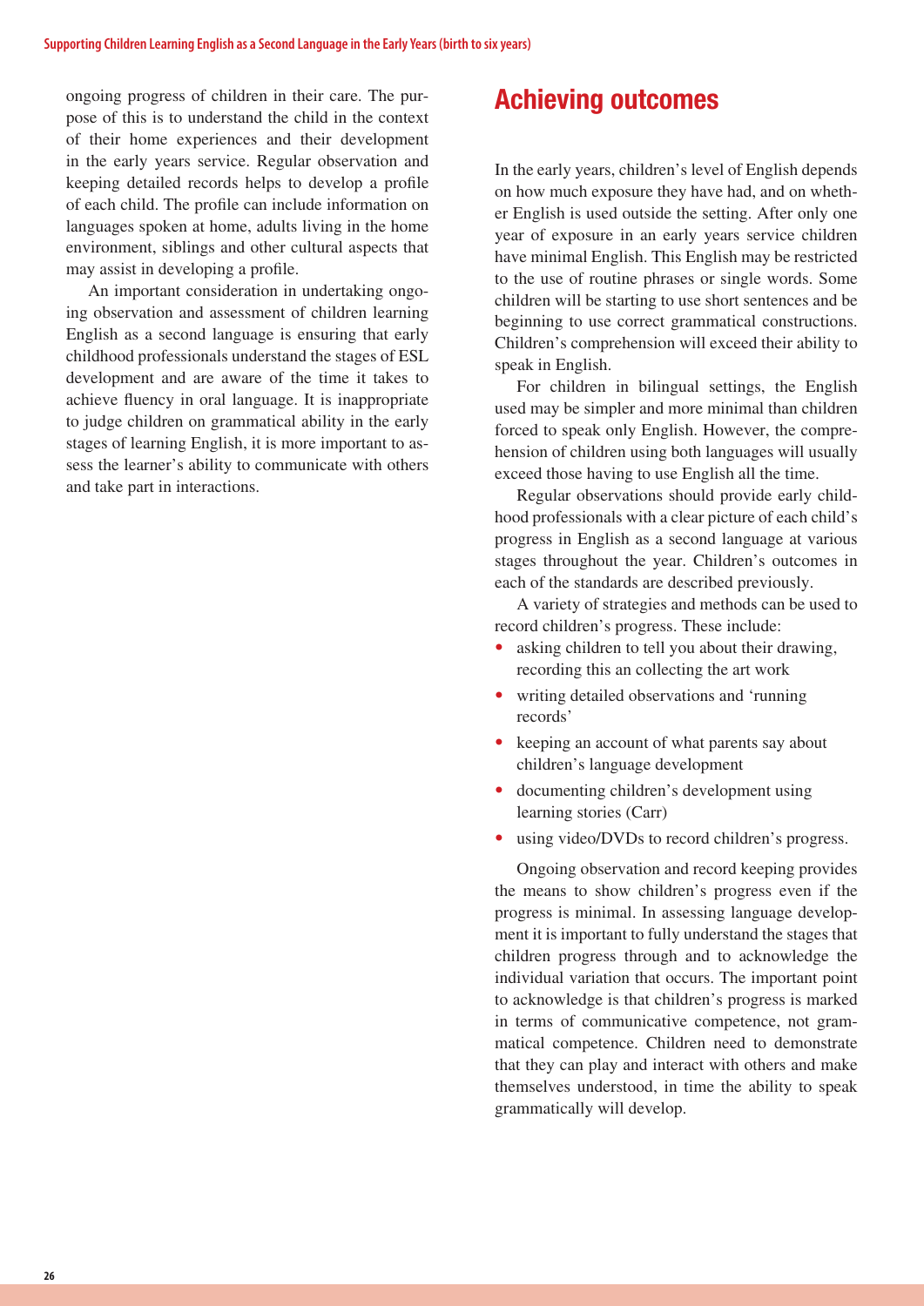ongoing progress of children in their care. The purpose of this is to understand the child in the context of their home experiences and their development in the early years service. Regular observation and keeping detailed records helps to develop a profile of each child. The profile can include information on languages spoken at home, adults living in the home environment, siblings and other cultural aspects that may assist in developing a profile.

An important consideration in undertaking ongoing observation and assessment of children learning English as a second language is ensuring that early childhood professionals understand the stages of ESL development and are aware of the time it takes to achieve fluency in oral language. It is inappropriate to judge children on grammatical ability in the early stages of learning English, it is more important to assess the learner's ability to communicate with others and take part in interactions.

## Achieving outcomes

In the early years, children's level of English depends on how much exposure they have had, and on whether English is used outside the setting. After only one year of exposure in an early years service children have minimal English. This English may be restricted to the use of routine phrases or single words. Some children will be starting to use short sentences and be beginning to use correct grammatical constructions. Children's comprehension will exceed their ability to speak in English.

For children in bilingual settings, the English used may be simpler and more minimal than children forced to speak only English. However, the comprehension of children using both languages will usually exceed those having to use English all the time.

Regular observations should provide early childhood professionals with a clear picture of each child's progress in English as a second language at various stages throughout the year. Children's outcomes in each of the standards are described previously.

A variety of strategies and methods can be used to record children's progress. These include:

- asking children to tell you about their drawing, recording this an collecting the art work
- writing detailed observations and 'running records'
- keeping an account of what parents say about children's language development
- documenting children's development using learning stories (Carr)
- using video/DVDs to record children's progress.

Ongoing observation and record keeping provides the means to show children's progress even if the progress is minimal. In assessing language development it is important to fully understand the stages that children progress through and to acknowledge the individual variation that occurs. The important point to acknowledge is that children's progress is marked in terms of communicative competence, not grammatical competence. Children need to demonstrate that they can play and interact with others and make themselves understood, in time the ability to speak grammatically will develop.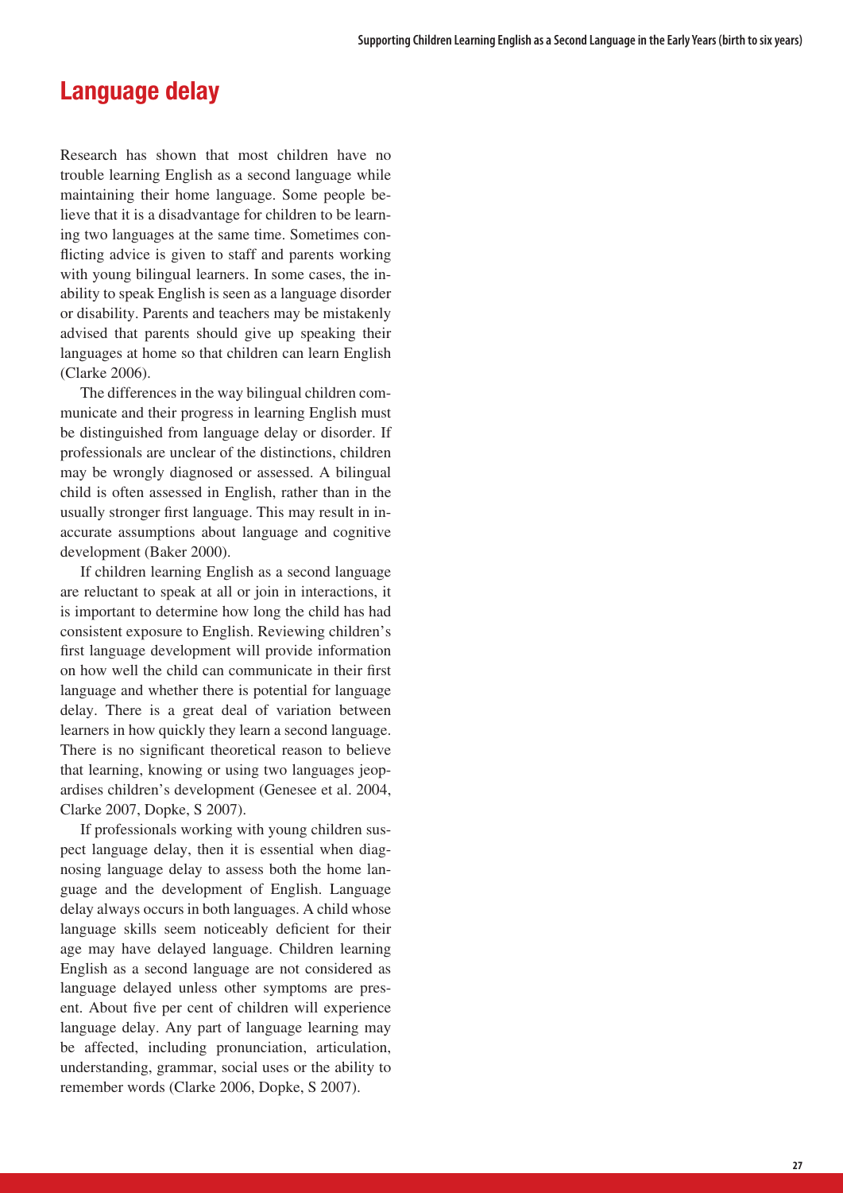## Language delay

Research has shown that most children have no trouble learning English as a second language while maintaining their home language. Some people believe that it is a disadvantage for children to be learning two languages at the same time. Sometimes conflicting advice is given to staff and parents working with young bilingual learners. In some cases, the inability to speak English is seen as a language disorder or disability. Parents and teachers may be mistakenly advised that parents should give up speaking their languages at home so that children can learn English (Clarke 2006).

The differences in the way bilingual children communicate and their progress in learning English must be distinguished from language delay or disorder. If professionals are unclear of the distinctions, children may be wrongly diagnosed or assessed. A bilingual child is often assessed in English, rather than in the usually stronger first language. This may result in inaccurate assumptions about language and cognitive development (Baker 2000).

If children learning English as a second language are reluctant to speak at all or join in interactions, it is important to determine how long the child has had consistent exposure to English. Reviewing children's first language development will provide information on how well the child can communicate in their first language and whether there is potential for language delay. There is a great deal of variation between learners in how quickly they learn a second language. There is no significant theoretical reason to believe that learning, knowing or using two languages jeopardises children's development (Genesee et al. 2004, Clarke 2007, Dopke, S 2007).

If professionals working with young children suspect language delay, then it is essential when diagnosing language delay to assess both the home language and the development of English. Language delay always occurs in both languages. A child whose language skills seem noticeably deficient for their age may have delayed language. Children learning English as a second language are not considered as language delayed unless other symptoms are present. About five per cent of children will experience language delay. Any part of language learning may be affected, including pronunciation, articulation, understanding, grammar, social uses or the ability to remember words (Clarke 2006, Dopke, S 2007).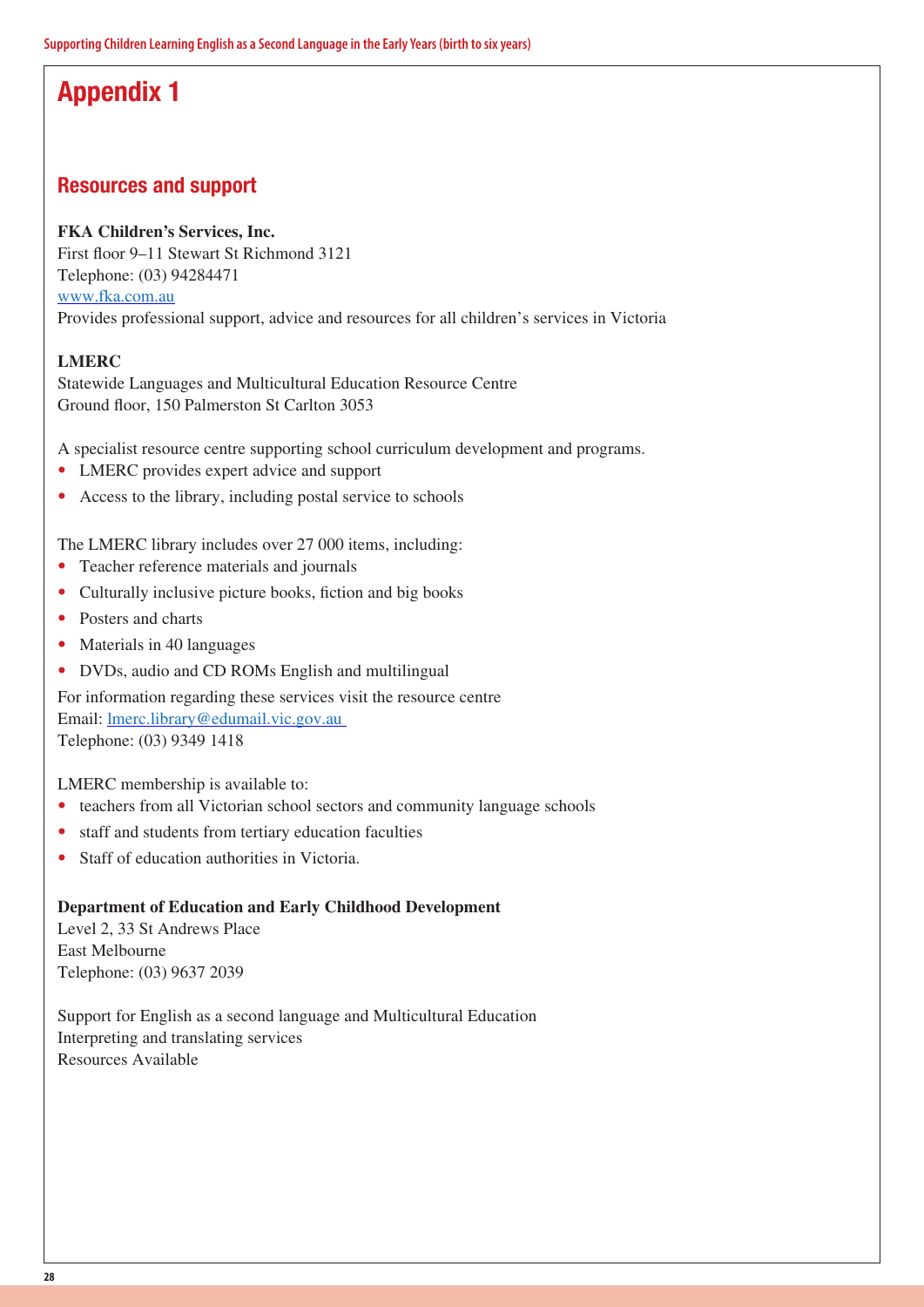# Appendix 1

## Resources and support

**FKA Children's Services, Inc.**
First floor 9–11 Stewart St Richmond 3121
Telephone: (03) 94284471
www.fka.com.au
Provides professional support, advice and resources for all children's services in Victoria

**LMERC**
Statewide Languages and Multicultural Education Resource Centre
Ground floor, 150 Palmerston St Carlton 3053

A specialist resource centre supporting school curriculum development and programs.

- LMERC provides expert advice and support
- Access to the library, including postal service to schools

The LMERC library includes over 27 000 items, including:

- Teacher reference materials and journals
- Culturally inclusive picture books, fiction and big books
- Posters and charts
- Materials in 40 languages
- DVDs, audio and CD ROMs English and multilingual

For information regarding these services visit the resource centre
Email: lmerc.library@edumail.vic.gov.au
Telephone: (03) 9349 1418

LMERC membership is available to:

- teachers from all Victorian school sectors and community language schools
- staff and students from tertiary education faculties
- Staff of education authorities in Victoria.

**Department of Education and Early Childhood Development**
Level 2, 33 St Andrews Place
East Melbourne
Telephone: (03) 9637 2039

Support for English as a second language and Multicultural Education
Interpreting and translating services
Resources Available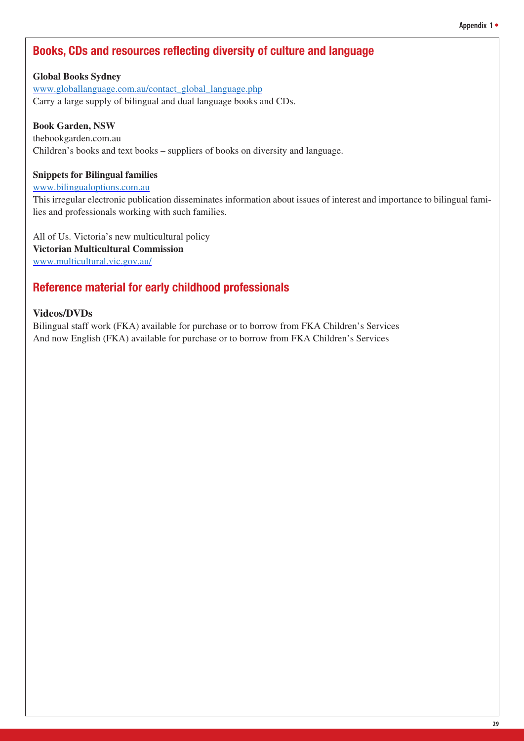## Books, CDs and resources reflecting diversity of culture and language

**Global Books Sydney**
www.globallanguage.com.au/contact_global_language.php
Carry a large supply of bilingual and dual language books and CDs.

**Book Garden, NSW**
thebookgarden.com.au
Children's books and text books – suppliers of books on diversity and language.

**Snippets for Bilingual families**
www.bilingualoptions.com.au
This irregular electronic publication disseminates information about issues of interest and importance to bilingual families and professionals working with such families.

All of Us. Victoria's new multicultural policy
**Victorian Multicultural Commission**
www.multicultural.vic.gov.au/

## Reference material for early childhood professionals

**Videos/DVDs**
Bilingual staff work (FKA) available for purchase or to borrow from FKA Children's Services
And now English (FKA) available for purchase or to borrow from FKA Children's Services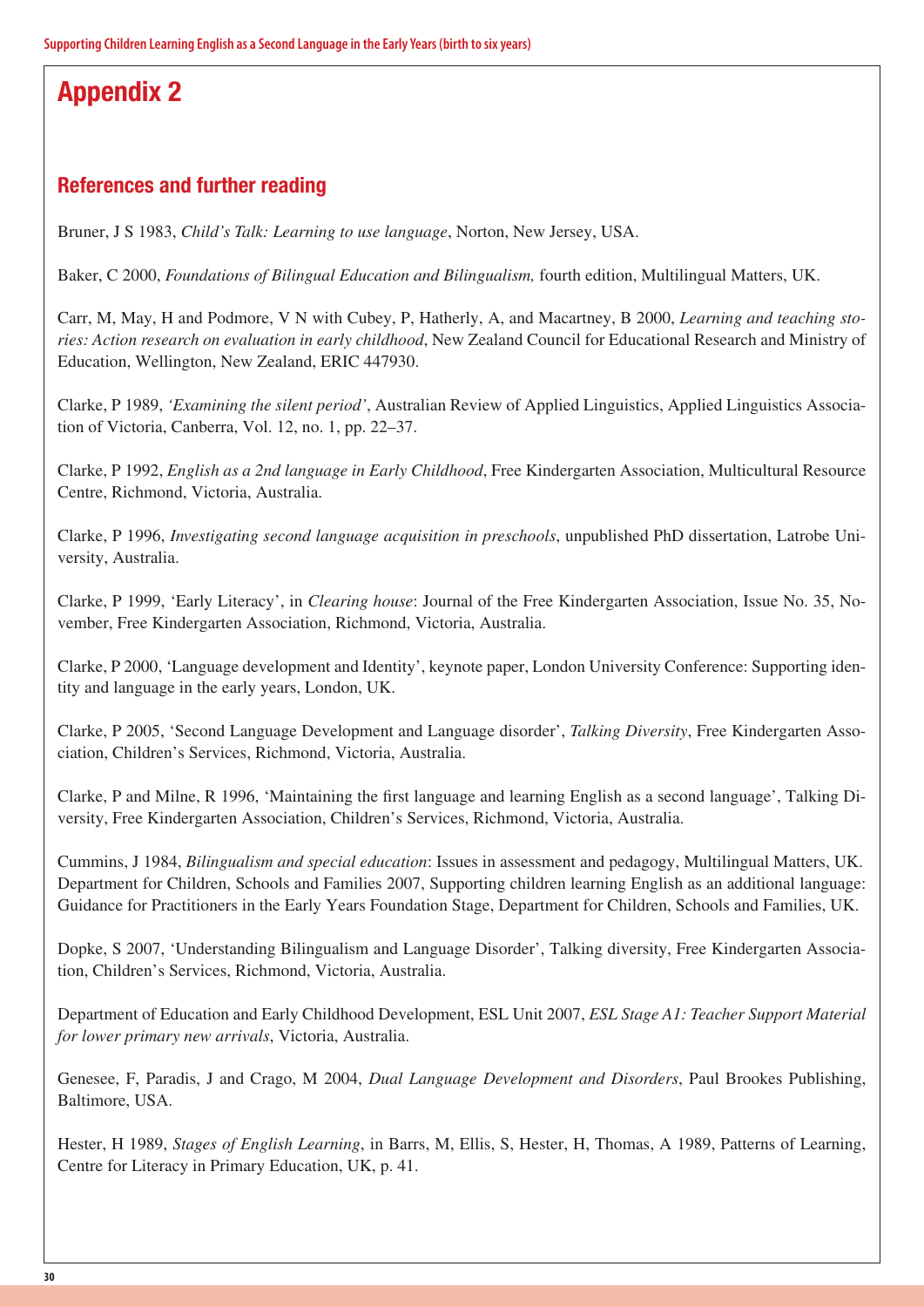# Appendix 2

## References and further reading

Bruner, J S 1983, *Child's Talk: Learning to use language*, Norton, New Jersey, USA.

Baker, C 2000, *Foundations of Bilingual Education and Bilingualism,* fourth edition, Multilingual Matters, UK.

Carr, M, May, H and Podmore, V N with Cubey, P, Hatherly, A, and Macartney, B 2000, *Learning and teaching stories: Action research on evaluation in early childhood*, New Zealand Council for Educational Research and Ministry of Education, Wellington, New Zealand, ERIC 447930.

Clarke, P 1989, *'Examining the silent period'*, Australian Review of Applied Linguistics, Applied Linguistics Association of Victoria, Canberra, Vol. 12, no. 1, pp. 22–37.

Clarke, P 1992, *English as a 2nd language in Early Childhood*, Free Kindergarten Association, Multicultural Resource Centre, Richmond, Victoria, Australia.

Clarke, P 1996, *Investigating second language acquisition in preschools*, unpublished PhD dissertation, Latrobe University, Australia.

Clarke, P 1999, 'Early Literacy', in *Clearing house*: Journal of the Free Kindergarten Association, Issue No. 35, November, Free Kindergarten Association, Richmond, Victoria, Australia.

Clarke, P 2000, 'Language development and Identity', keynote paper, London University Conference: Supporting identity and language in the early years, London, UK.

Clarke, P 2005, 'Second Language Development and Language disorder', *Talking Diversity*, Free Kindergarten Association, Children's Services, Richmond, Victoria, Australia.

Clarke, P and Milne, R 1996, 'Maintaining the first language and learning English as a second language', Talking Diversity, Free Kindergarten Association, Children's Services, Richmond, Victoria, Australia.

Cummins, J 1984, *Bilingualism and special education*: Issues in assessment and pedagogy, Multilingual Matters, UK. Department for Children, Schools and Families 2007, Supporting children learning English as an additional language: Guidance for Practitioners in the Early Years Foundation Stage, Department for Children, Schools and Families, UK.

Dopke, S 2007, 'Understanding Bilingualism and Language Disorder', Talking diversity, Free Kindergarten Association, Children's Services, Richmond, Victoria, Australia.

Department of Education and Early Childhood Development, ESL Unit 2007, *ESL Stage A1: Teacher Support Material for lower primary new arrivals*, Victoria, Australia.

Genesee, F, Paradis, J and Crago, M 2004, *Dual Language Development and Disorders*, Paul Brookes Publishing, Baltimore, USA.

Hester, H 1989, *Stages of English Learning*, in Barrs, M, Ellis, S, Hester, H, Thomas, A 1989, Patterns of Learning, Centre for Literacy in Primary Education, UK, p. 41.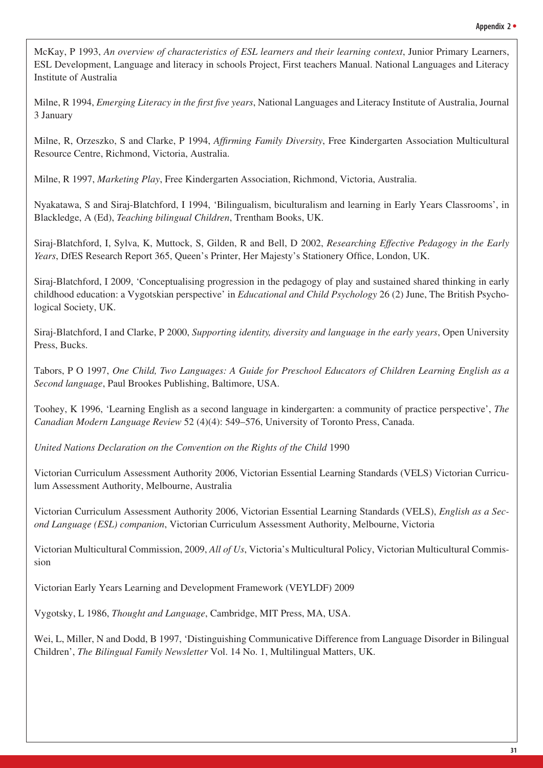McKay, P 1993, *An overview of characteristics of ESL learners and their learning context*, Junior Primary Learners, ESL Development, Language and literacy in schools Project, First teachers Manual. National Languages and Literacy Institute of Australia

Milne, R 1994, *Emerging Literacy in the first five years*, National Languages and Literacy Institute of Australia, Journal 3 January

Milne, R, Orzeszko, S and Clarke, P 1994, *Affirming Family Diversity*, Free Kindergarten Association Multicultural Resource Centre, Richmond, Victoria, Australia.

Milne, R 1997, *Marketing Play*, Free Kindergarten Association, Richmond, Victoria, Australia.

Nyakatawa, S and Siraj-Blatchford, I 1994, 'Bilingualism, biculturalism and learning in Early Years Classrooms', in Blackledge, A (Ed), *Teaching bilingual Children*, Trentham Books, UK.

Siraj-Blatchford, I, Sylva, K, Muttock, S, Gilden, R and Bell, D 2002, *Researching Effective Pedagogy in the Early Years*, DfES Research Report 365, Queen's Printer, Her Majesty's Stationery Office, London, UK.

Siraj-Blatchford, I 2009, 'Conceptualising progression in the pedagogy of play and sustained shared thinking in early childhood education: a Vygotskian perspective' in *Educational and Child Psychology* 26 (2) June, The British Psychological Society, UK.

Siraj-Blatchford, I and Clarke, P 2000, *Supporting identity, diversity and language in the early years*, Open University Press, Bucks.

Tabors, P O 1997, *One Child, Two Languages: A Guide for Preschool Educators of Children Learning English as a Second language*, Paul Brookes Publishing, Baltimore, USA.

Toohey, K 1996, 'Learning English as a second language in kindergarten: a community of practice perspective', *The Canadian Modern Language Review* 52 (4)(4): 549–576, University of Toronto Press, Canada.

*United Nations Declaration on the Convention on the Rights of the Child* 1990

Victorian Curriculum Assessment Authority 2006, Victorian Essential Learning Standards (VELS) Victorian Curriculum Assessment Authority, Melbourne, Australia

Victorian Curriculum Assessment Authority 2006, Victorian Essential Learning Standards (VELS), *English as a Second Language (ESL) companion*, Victorian Curriculum Assessment Authority, Melbourne, Victoria

Victorian Multicultural Commission, 2009, *All of Us*, Victoria's Multicultural Policy, Victorian Multicultural Commission

Victorian Early Years Learning and Development Framework (VEYLDF) 2009

Vygotsky, L 1986, *Thought and Language*, Cambridge, MIT Press, MA, USA.

Wei, L, Miller, N and Dodd, B 1997, 'Distinguishing Communicative Difference from Language Disorder in Bilingual Children', *The Bilingual Family Newsletter* Vol. 14 No. 1, Multilingual Matters, UK.